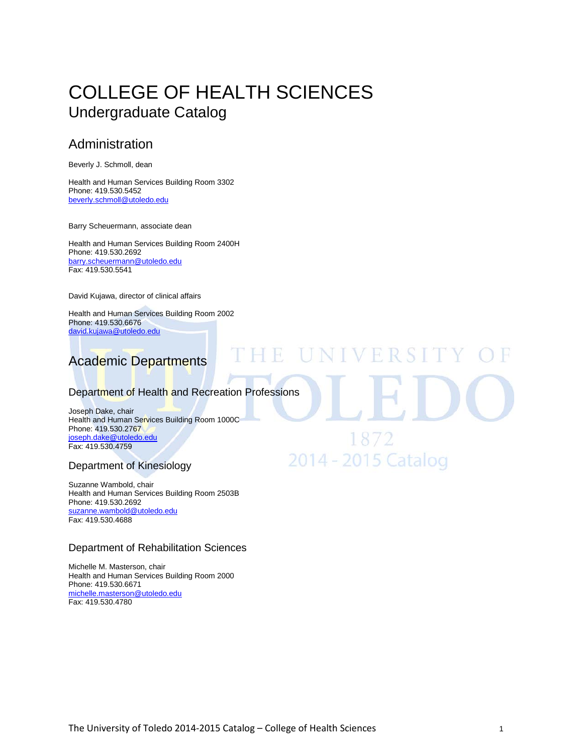# COLLEGE OF HEALTH SCIENCES

## Undergraduate Catalog

## Administration

Beverly J. Schmoll, dean

Health and Human Services Building Room 3302
Phone: 419.530.5452
beverly.schmoll@utoledo.edu

Barry Scheuermann, associate dean

Health and Human Services Building Room 2400H
Phone: 419.530.2692
barry.scheuermann@utoledo.edu
Fax: 419.530.5541

David Kujawa, director of clinical affairs

Health and Human Services Building Room 2002
Phone: 419.530.6676
david.kujawa@utoledo.edu

## Academic Departments

### Department of Health and Recreation Professions

Joseph Dake, chair
Health and Human Services Building Room 1000C
Phone: 419.530.2767
joseph.dake@utoledo.edu
Fax: 419.530.4759

### Department of Kinesiology

Suzanne Wambold, chair
Health and Human Services Building Room 2503B
Phone: 419.530.2692
suzanne.wambold@utoledo.edu
Fax: 419.530.4688

### Department of Rehabilitation Sciences

Michelle M. Masterson, chair
Health and Human Services Building Room 2000
Phone: 419.530.6671
michelle.masterson@utoledo.edu
Fax: 419.530.4780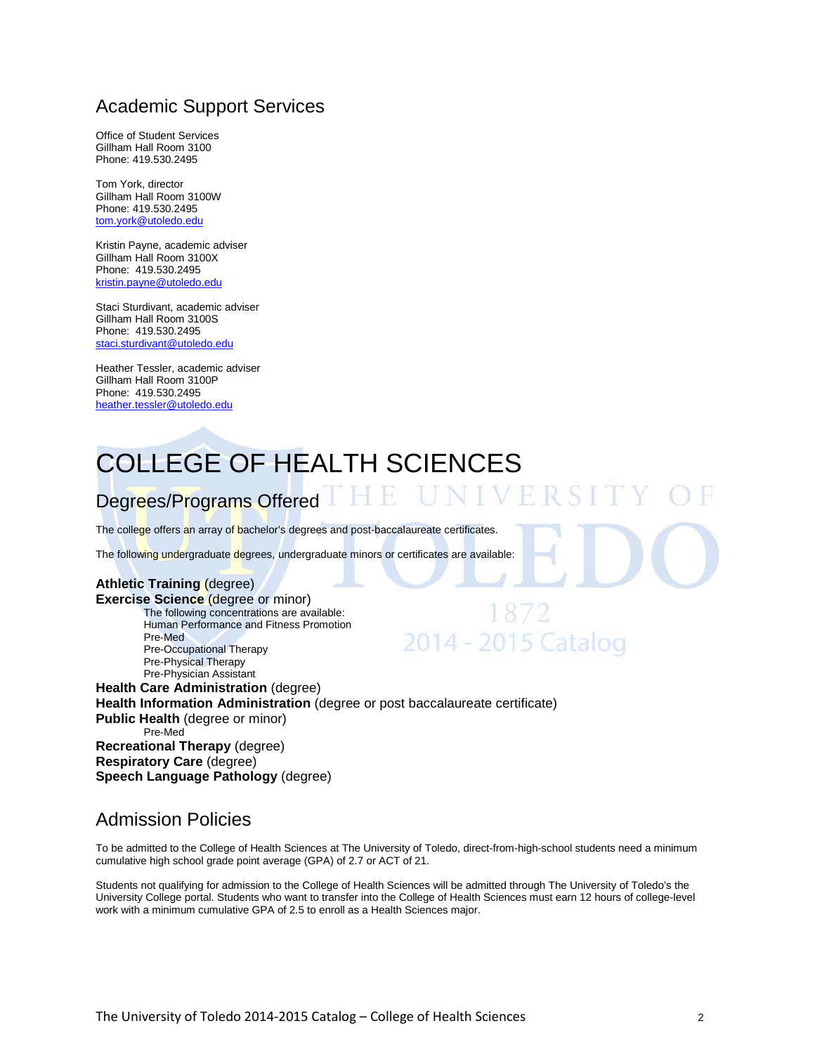## Academic Support Services

Office of Student Services
Gillham Hall Room 3100
Phone: 419.530.2495

Tom York, director
Gillham Hall Room 3100W
Phone: 419.530.2495
tom.york@utoledo.edu

Kristin Payne, academic adviser
Gillham Hall Room 3100X
Phone: 419.530.2495
kristin.payne@utoledo.edu

Staci Sturdivant, academic adviser
Gillham Hall Room 3100S
Phone: 419.530.2495
staci.sturdivant@utoledo.edu

Heather Tessler, academic adviser
Gillham Hall Room 3100P
Phone: 419.530.2495
heather.tessler@utoledo.edu

# COLLEGE OF HEALTH SCIENCES

## Degrees/Programs Offered

The college offers an array of bachelor's degrees and post-baccalaureate certificates.

The following undergraduate degrees, undergraduate minors or certificates are available:

**Athletic Training** (degree)
**Exercise Science** (degree or minor)
- The following concentrations are available:
  - Human Performance and Fitness Promotion
  - Pre-Med
  - Pre-Occupational Therapy
  - Pre-Physical Therapy
  - Pre-Physician Assistant

**Health Care Administration** (degree)
**Health Information Administration** (degree or post baccalaureate certificate)
**Public Health** (degree or minor)
- Pre-Med

**Recreational Therapy** (degree)
**Respiratory Care** (degree)
**Speech Language Pathology** (degree)

## Admission Policies

To be admitted to the College of Health Sciences at The University of Toledo, direct-from-high-school students need a minimum cumulative high school grade point average (GPA) of 2.7 or ACT of 21.

Students not qualifying for admission to the College of Health Sciences will be admitted through The University of Toledo's the University College portal. Students who want to transfer into the College of Health Sciences must earn 12 hours of college-level work with a minimum cumulative GPA of 2.5 to enroll as a Health Sciences major.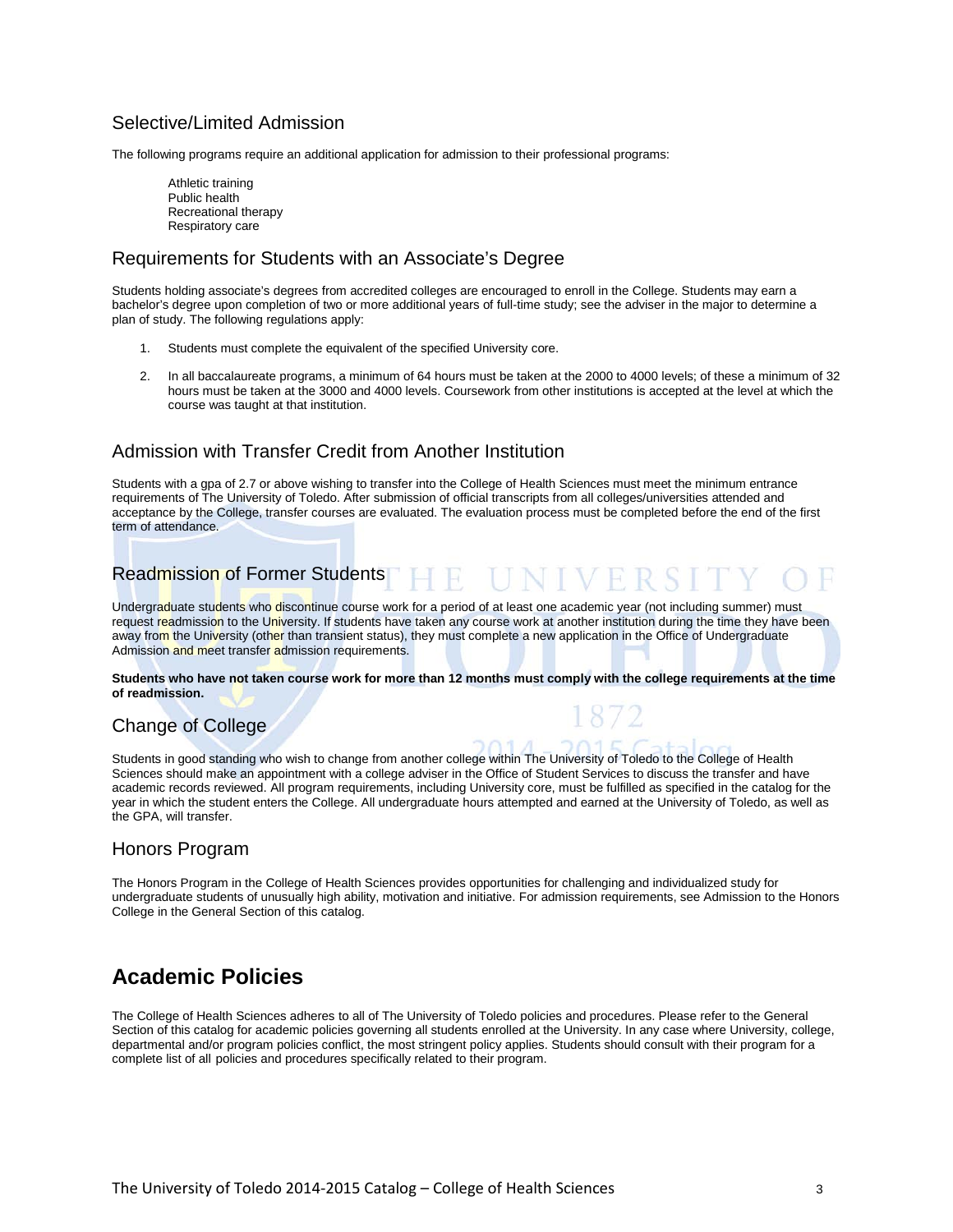## Selective/Limited Admission

The following programs require an additional application for admission to their professional programs:

Athletic training
Public health
Recreational therapy
Respiratory care

## Requirements for Students with an Associate's Degree

Students holding associate's degrees from accredited colleges are encouraged to enroll in the College. Students may earn a bachelor's degree upon completion of two or more additional years of full-time study; see the adviser in the major to determine a plan of study. The following regulations apply:

1. Students must complete the equivalent of the specified University core.
2. In all baccalaureate programs, a minimum of 64 hours must be taken at the 2000 to 4000 levels; of these a minimum of 32 hours must be taken at the 3000 and 4000 levels. Coursework from other institutions is accepted at the level at which the course was taught at that institution.

## Admission with Transfer Credit from Another Institution

Students with a gpa of 2.7 or above wishing to transfer into the College of Health Sciences must meet the minimum entrance requirements of The University of Toledo. After submission of official transcripts from all colleges/universities attended and acceptance by the College, transfer courses are evaluated. The evaluation process must be completed before the end of the first term of attendance.

## Readmission of Former Students

Undergraduate students who discontinue course work for a period of at least one academic year (not including summer) must request readmission to the University. If students have taken any course work at another institution during the time they have been away from the University (other than transient status), they must complete a new application in the Office of Undergraduate Admission and meet transfer admission requirements.

**Students who have not taken course work for more than 12 months must comply with the college requirements at the time of readmission.**

## Change of College

Students in good standing who wish to change from another college within The University of Toledo to the College of Health Sciences should make an appointment with a college adviser in the Office of Student Services to discuss the transfer and have academic records reviewed. All program requirements, including University core, must be fulfilled as specified in the catalog for the year in which the student enters the College. All undergraduate hours attempted and earned at the University of Toledo, as well as the GPA, will transfer.

## Honors Program

The Honors Program in the College of Health Sciences provides opportunities for challenging and individualized study for undergraduate students of unusually high ability, motivation and initiative. For admission requirements, see Admission to the Honors College in the General Section of this catalog.

# Academic Policies

The College of Health Sciences adheres to all of The University of Toledo policies and procedures. Please refer to the General Section of this catalog for academic policies governing all students enrolled at the University. In any case where University, college, departmental and/or program policies conflict, the most stringent policy applies. Students should consult with their program for a complete list of all policies and procedures specifically related to their program.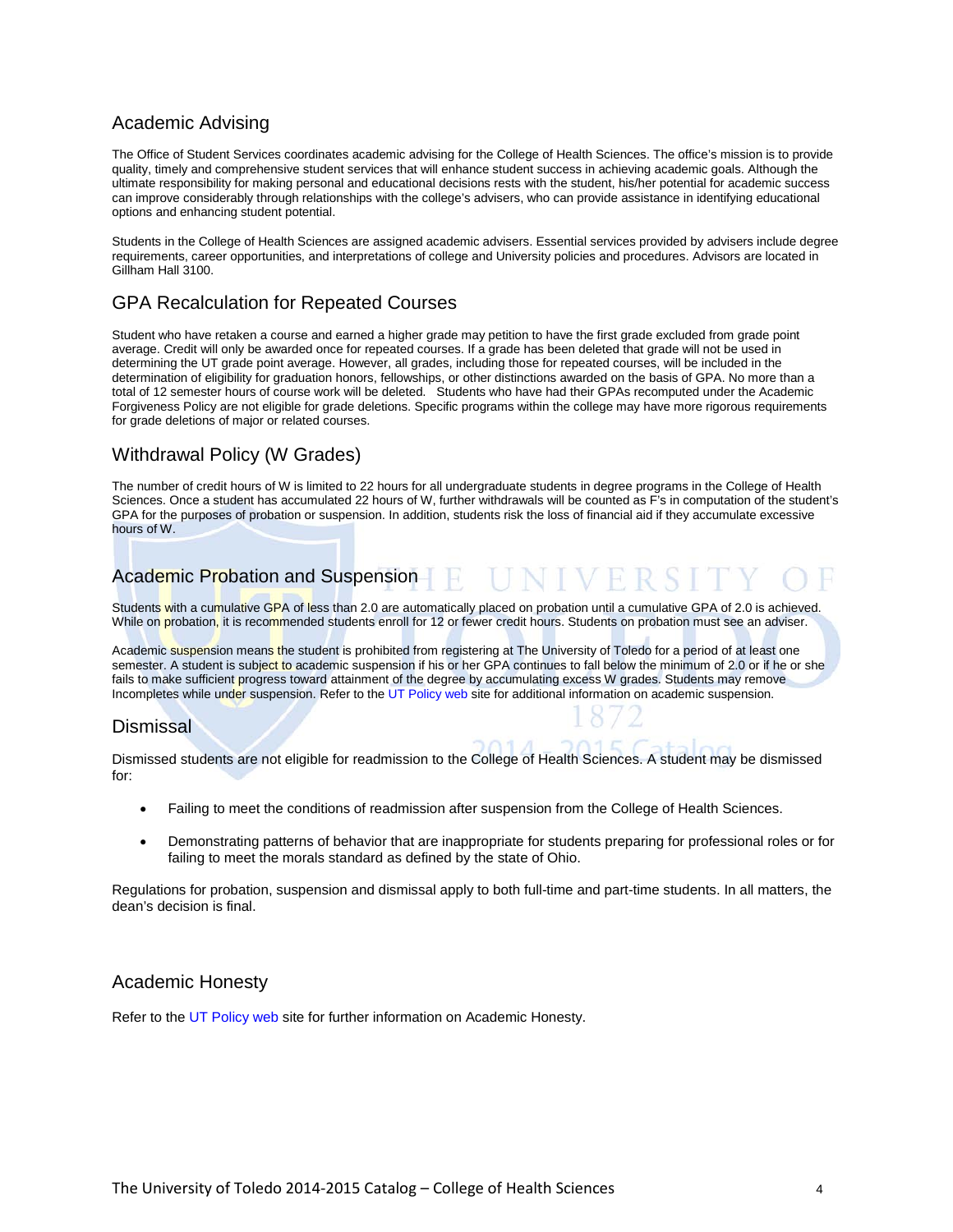## Academic Advising

The Office of Student Services coordinates academic advising for the College of Health Sciences. The office's mission is to provide quality, timely and comprehensive student services that will enhance student success in achieving academic goals. Although the ultimate responsibility for making personal and educational decisions rests with the student, his/her potential for academic success can improve considerably through relationships with the college's advisers, who can provide assistance in identifying educational options and enhancing student potential.

Students in the College of Health Sciences are assigned academic advisers. Essential services provided by advisers include degree requirements, career opportunities, and interpretations of college and University policies and procedures. Advisors are located in Gillham Hall 3100.

## GPA Recalculation for Repeated Courses

Student who have retaken a course and earned a higher grade may petition to have the first grade excluded from grade point average. Credit will only be awarded once for repeated courses. If a grade has been deleted that grade will not be used in determining the UT grade point average. However, all grades, including those for repeated courses, will be included in the determination of eligibility for graduation honors, fellowships, or other distinctions awarded on the basis of GPA. No more than a total of 12 semester hours of course work will be deleted. Students who have had their GPAs recomputed under the Academic Forgiveness Policy are not eligible for grade deletions. Specific programs within the college may have more rigorous requirements for grade deletions of major or related courses.

## Withdrawal Policy (W Grades)

The number of credit hours of W is limited to 22 hours for all undergraduate students in degree programs in the College of Health Sciences. Once a student has accumulated 22 hours of W, further withdrawals will be counted as F's in computation of the student's GPA for the purposes of probation or suspension. In addition, students risk the loss of financial aid if they accumulate excessive hours of W.

## Academic Probation and Suspension

Students with a cumulative GPA of less than 2.0 are automatically placed on probation until a cumulative GPA of 2.0 is achieved. While on probation, it is recommended students enroll for 12 or fewer credit hours. Students on probation must see an adviser.

Academic suspension means the student is prohibited from registering at The University of Toledo for a period of at least one semester. A student is subject to academic suspension if his or her GPA continues to fall below the minimum of 2.0 or if he or she fails to make sufficient progress toward attainment of the degree by accumulating excess W grades. Students may remove Incompletes while under suspension. Refer to the UT Policy web site for additional information on academic suspension.

## Dismissal

Dismissed students are not eligible for readmission to the College of Health Sciences. A student may be dismissed for:

- Failing to meet the conditions of readmission after suspension from the College of Health Sciences.
- Demonstrating patterns of behavior that are inappropriate for students preparing for professional roles or for failing to meet the morals standard as defined by the state of Ohio.

Regulations for probation, suspension and dismissal apply to both full-time and part-time students. In all matters, the dean's decision is final.

## Academic Honesty

Refer to the UT Policy web site for further information on Academic Honesty.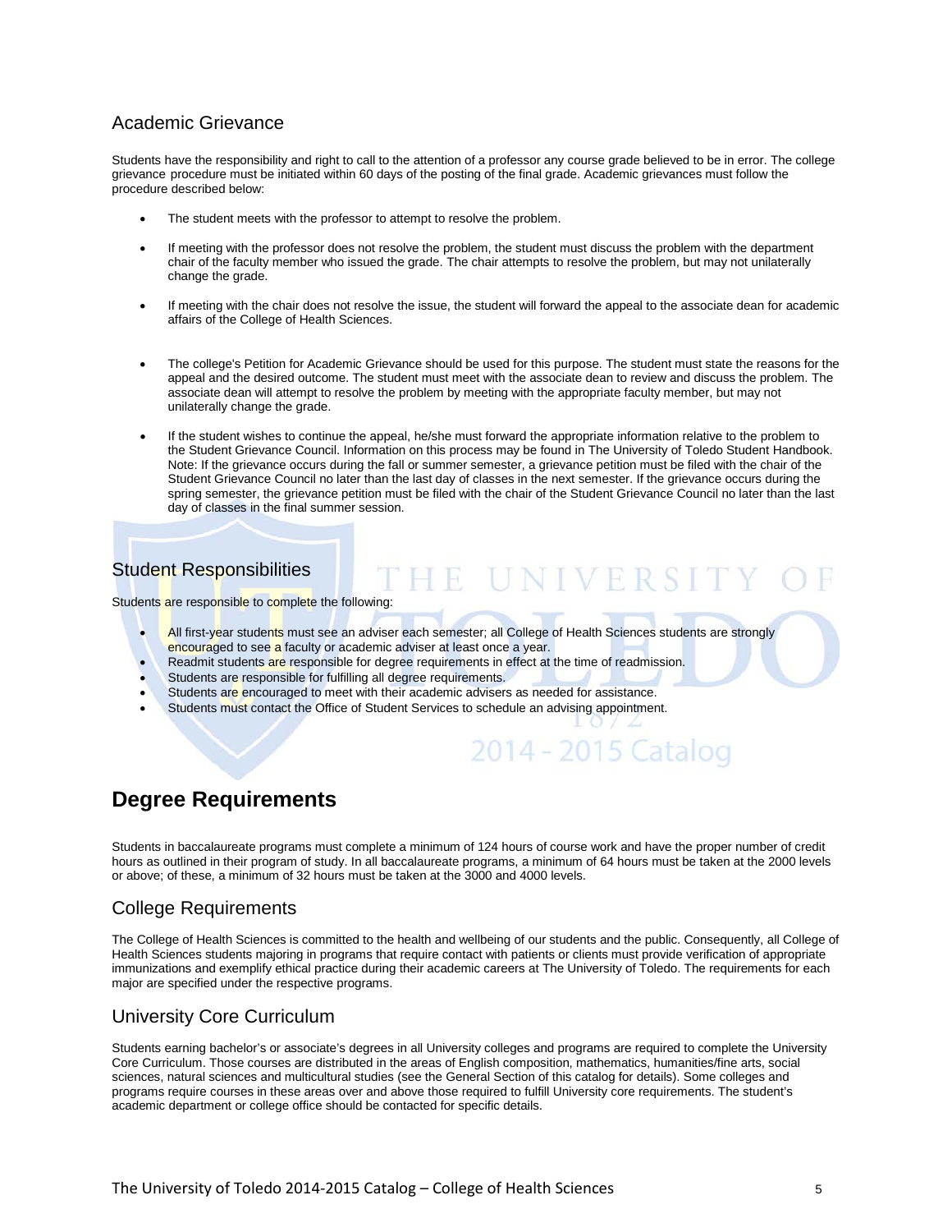## Academic Grievance

Students have the responsibility and right to call to the attention of a professor any course grade believed to be in error. The college grievance procedure must be initiated within 60 days of the posting of the final grade. Academic grievances must follow the procedure described below:

- The student meets with the professor to attempt to resolve the problem.
- If meeting with the professor does not resolve the problem, the student must discuss the problem with the department chair of the faculty member who issued the grade. The chair attempts to resolve the problem, but may not unilaterally change the grade.
- If meeting with the chair does not resolve the issue, the student will forward the appeal to the associate dean for academic affairs of the College of Health Sciences.
- The college's Petition for Academic Grievance should be used for this purpose. The student must state the reasons for the appeal and the desired outcome. The student must meet with the associate dean to review and discuss the problem. The associate dean will attempt to resolve the problem by meeting with the appropriate faculty member, but may not unilaterally change the grade.
- If the student wishes to continue the appeal, he/she must forward the appropriate information relative to the problem to the Student Grievance Council. Information on this process may be found in The University of Toledo Student Handbook. Note: If the grievance occurs during the fall or summer semester, a grievance petition must be filed with the chair of the Student Grievance Council no later than the last day of classes in the next semester. If the grievance occurs during the spring semester, the grievance petition must be filed with the chair of the Student Grievance Council no later than the last day of classes in the final summer session.

## Student Responsibilities

Students are responsible to complete the following:

- All first-year students must see an adviser each semester; all College of Health Sciences students are strongly encouraged to see a faculty or academic adviser at least once a year.
- Readmit students are responsible for degree requirements in effect at the time of readmission.
- Students are responsible for fulfilling all degree requirements.
- Students are encouraged to meet with their academic advisers as needed for assistance.
- Students must contact the Office of Student Services to schedule an advising appointment.

# Degree Requirements

Students in baccalaureate programs must complete a minimum of 124 hours of course work and have the proper number of credit hours as outlined in their program of study. In all baccalaureate programs, a minimum of 64 hours must be taken at the 2000 levels or above; of these, a minimum of 32 hours must be taken at the 3000 and 4000 levels.

## College Requirements

The College of Health Sciences is committed to the health and wellbeing of our students and the public. Consequently, all College of Health Sciences students majoring in programs that require contact with patients or clients must provide verification of appropriate immunizations and exemplify ethical practice during their academic careers at The University of Toledo. The requirements for each major are specified under the respective programs.

## University Core Curriculum

Students earning bachelor's or associate's degrees in all University colleges and programs are required to complete the University Core Curriculum. Those courses are distributed in the areas of English composition, mathematics, humanities/fine arts, social sciences, natural sciences and multicultural studies (see the General Section of this catalog for details). Some colleges and programs require courses in these areas over and above those required to fulfill University core requirements. The student's academic department or college office should be contacted for specific details.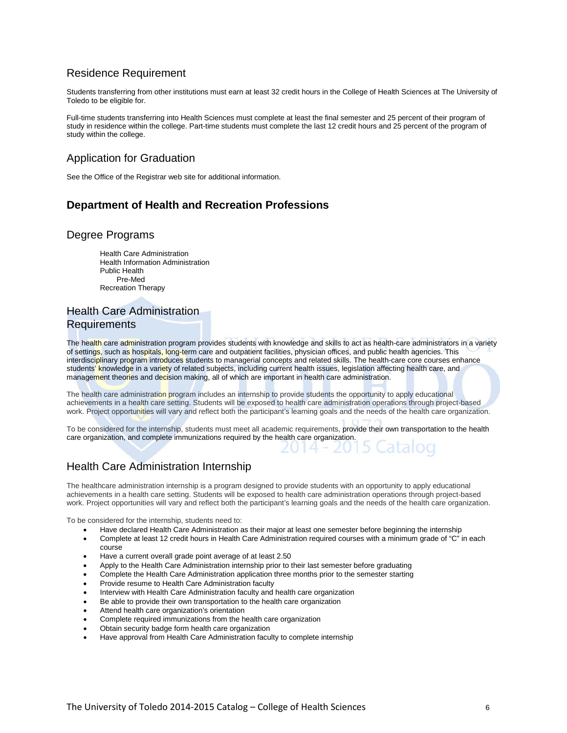## Residence Requirement

Students transferring from other institutions must earn at least 32 credit hours in the College of Health Sciences at The University of Toledo to be eligible for.

Full-time students transferring into Health Sciences must complete at least the final semester and 25 percent of their program of study in residence within the college. Part-time students must complete the last 12 credit hours and 25 percent of the program of study within the college.

## Application for Graduation

See the Office of the Registrar web site for additional information.

# Department of Health and Recreation Professions

## Degree Programs

Health Care Administration
Health Information Administration
Public Health
 Pre-Med
Recreation Therapy

## Health Care Administration Requirements

The health care administration program provides students with knowledge and skills to act as health-care administrators in a variety of settings, such as hospitals, long-term care and outpatient facilities, physician offices, and public health agencies. This interdisciplinary program introduces students to managerial concepts and related skills. The health-care core courses enhance students' knowledge in a variety of related subjects, including current health issues, legislation affecting health care, and management theories and decision making, all of which are important in health care administration.

The health care administration program includes an internship to provide students the opportunity to apply educational achievements in a health care setting. Students will be exposed to health care administration operations through project-based work. Project opportunities will vary and reflect both the participant's learning goals and the needs of the health care organization.

To be considered for the internship, students must meet all academic requirements, provide their own transportation to the health care organization, and complete immunizations required by the health care organization.

## Health Care Administration Internship

The healthcare administration internship is a program designed to provide students with an opportunity to apply educational achievements in a health care setting. Students will be exposed to health care administration operations through project-based work. Project opportunities will vary and reflect both the participant's learning goals and the needs of the health care organization.

To be considered for the internship, students need to:

- Have declared Health Care Administration as their major at least one semester before beginning the internship
- Complete at least 12 credit hours in Health Care Administration required courses with a minimum grade of "C" in each course
- Have a current overall grade point average of at least 2.50
- Apply to the Health Care Administration internship prior to their last semester before graduating
- Complete the Health Care Administration application three months prior to the semester starting
- Provide resume to Health Care Administration faculty
- Interview with Health Care Administration faculty and health care organization
- Be able to provide their own transportation to the health care organization
- Attend health care organization's orientation
- Complete required immunizations from the health care organization
- Obtain security badge form health care organization
- Have approval from Health Care Administration faculty to complete internship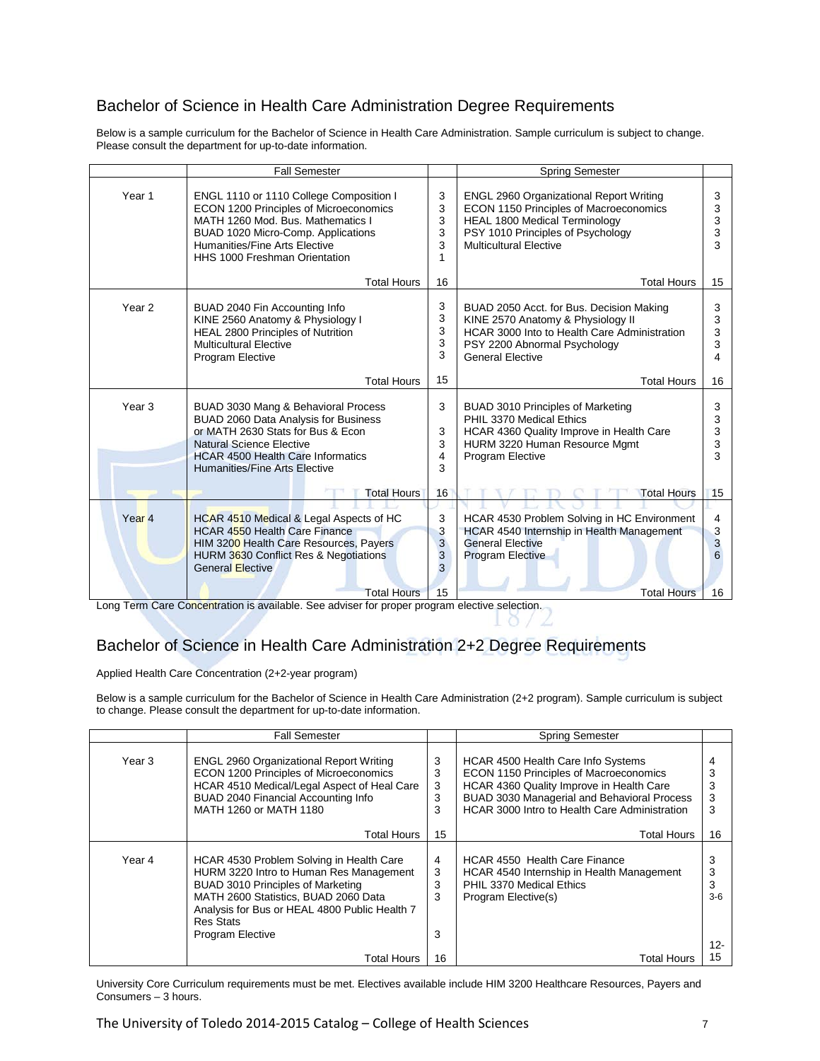## Bachelor of Science in Health Care Administration Degree Requirements

Below is a sample curriculum for the Bachelor of Science in Health Care Administration. Sample curriculum is subject to change. Please consult the department for up-to-date information.

| | Fall Semester | | Spring Semester | |
|---|---|---|---|---|
| Year 1 | ENGL 1110 or 1110 College Composition I<br>ECON 1200 Principles of Microeconomics<br>MATH 1260 Mod. Bus. Mathematics I<br>BUAD 1020 Micro-Comp. Applications<br>Humanities/Fine Arts Elective<br>HHS 1000 Freshman Orientation | 3<br>3<br>3<br>3<br>3<br>1 | ENGL 2960 Organizational Report Writing<br>ECON 1150 Principles of Macroeconomics<br>HEAL 1800 Medical Terminology<br>PSY 1010 Principles of Psychology<br>Multicultural Elective | 3<br>3<br>3<br>3<br>3 |
| | Total Hours | 16 | Total Hours | 15 |
| Year 2 | BUAD 2040 Fin Accounting Info<br>KINE 2560 Anatomy & Physiology I<br>HEAL 2800 Principles of Nutrition<br>Multicultural Elective<br>Program Elective | 3<br>3<br>3<br>3<br>3 | BUAD 2050 Acct. for Bus. Decision Making<br>KINE 2570 Anatomy & Physiology II<br>HCAR 3000 Into to Health Care Administration<br>PSY 2200 Abnormal Psychology<br>General Elective | 3<br>3<br>3<br>3<br>4 |
| | Total Hours | 15 | Total Hours | 16 |
| Year 3 | BUAD 3030 Mang & Behavioral Process<br>BUAD 2060 Data Analysis for Business or MATH 2630 Stats for Bus & Econ<br>Natural Science Elective<br>HCAR 4500 Health Care Informatics<br>Humanities/Fine Arts Elective | 3<br>3<br>3<br>4<br>3 | BUAD 3010 Principles of Marketing<br>PHIL 3370 Medical Ethics<br>HCAR 4360 Quality Improve in Health Care<br>HURM 3220 Human Resource Mgmt<br>Program Elective | 3<br>3<br>3<br>3<br>3 |
| | Total Hours | 16 | Total Hours | 15 |
| Year 4 | HCAR 4510 Medical & Legal Aspects of HC<br>HCAR 4550 Health Care Finance<br>HIM 3200 Health Care Resources, Payers<br>HURM 3630 Conflict Res & Negotiations<br>General Elective | 3<br>3<br>3<br>3<br>3 | HCAR 4530 Problem Solving in HC Environment<br>HCAR 4540 Internship in Health Management<br>General Elective<br>Program Elective | 4<br>3<br>3<br>6 |
| | Total Hours | 15 | Total Hours | 16 |

Long Term Care Concentration is available. See adviser for proper program elective selection.

## Bachelor of Science in Health Care Administration 2+2 Degree Requirements

Applied Health Care Concentration (2+2-year program)

Below is a sample curriculum for the Bachelor of Science in Health Care Administration (2+2 program). Sample curriculum is subject to change. Please consult the department for up-to-date information.

| | Fall Semester | | Spring Semester | |
|---|---|---|---|---|
| Year 3 | ENGL 2960 Organizational Report Writing<br>ECON 1200 Principles of Microeconomics<br>HCAR 4510 Medical/Legal Aspect of Heal Care<br>BUAD 2040 Financial Accounting Info<br>MATH 1260 or MATH 1180 | 3<br>3<br>3<br>3<br>3 | HCAR 4500 Health Care Info Systems<br>ECON 1150 Principles of Macroeconomics<br>HCAR 4360 Quality Improve in Health Care<br>BUAD 3030 Managerial and Behavioral Process<br>HCAR 3000 Intro to Health Care Administration | 4<br>3<br>3<br>3<br>3 |
| | Total Hours | 15 | Total Hours | 16 |
| Year 4 | HCAR 4530 Problem Solving in Health Care<br>HURM 3220 Intro to Human Res Management<br>BUAD 3010 Principles of Marketing<br>MATH 2600 Statistics, BUAD 2060 Data Analysis for Bus or HEAL 4800 Public Health 7 Res Stats<br>Program Elective | 4<br>3<br>3<br>3<br>3 | HCAR 4550 Health Care Finance<br>HCAR 4540 Internship in Health Management<br>PHIL 3370 Medical Ethics<br>Program Elective(s) | 3<br>3<br>3<br>3-6 |
| | Total Hours | 16 | Total Hours | 12-15 |

University Core Curriculum requirements must be met. Electives available include HIM 3200 Healthcare Resources, Payers and Consumers – 3 hours.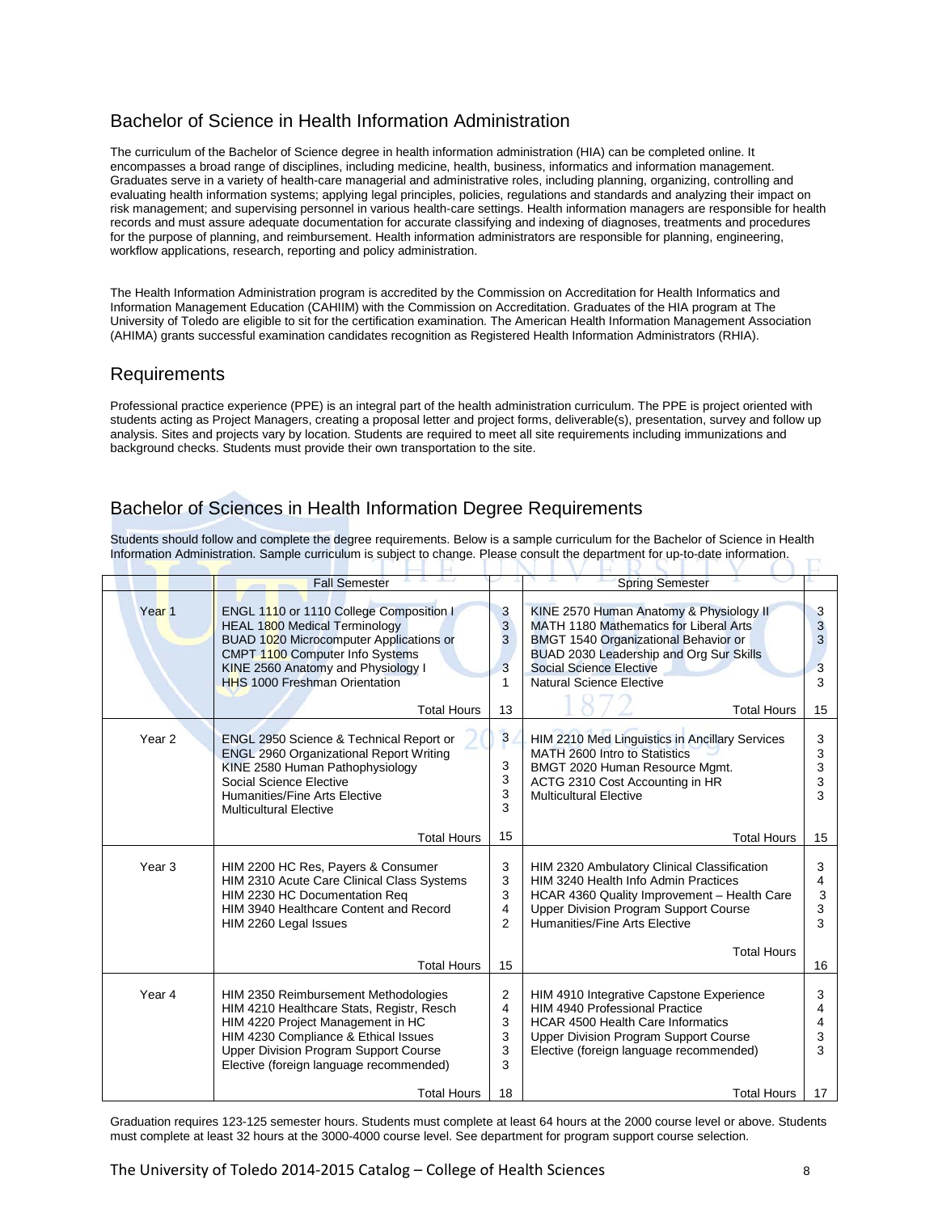## Bachelor of Science in Health Information Administration

The curriculum of the Bachelor of Science degree in health information administration (HIA) can be completed online. It encompasses a broad range of disciplines, including medicine, health, business, informatics and information management. Graduates serve in a variety of health-care managerial and administrative roles, including planning, organizing, controlling and evaluating health information systems; applying legal principles, policies, regulations and standards and analyzing their impact on risk management; and supervising personnel in various health-care settings. Health information managers are responsible for health records and must assure adequate documentation for accurate classifying and indexing of diagnoses, treatments and procedures for the purpose of planning, and reimbursement. Health information administrators are responsible for planning, engineering, workflow applications, research, reporting and policy administration.

The Health Information Administration program is accredited by the Commission on Accreditation for Health Informatics and Information Management Education (CAHIIM) with the Commission on Accreditation. Graduates of the HIA program at The University of Toledo are eligible to sit for the certification examination. The American Health Information Management Association (AHIMA) grants successful examination candidates recognition as Registered Health Information Administrators (RHIA).

## Requirements

Professional practice experience (PPE) is an integral part of the health administration curriculum. The PPE is project oriented with students acting as Project Managers, creating a proposal letter and project forms, deliverable(s), presentation, survey and follow up analysis. Sites and projects vary by location. Students are required to meet all site requirements including immunizations and background checks. Students must provide their own transportation to the site.

## Bachelor of Sciences in Health Information Degree Requirements

Students should follow and complete the degree requirements. Below is a sample curriculum for the Bachelor of Science in Health Information Administration. Sample curriculum is subject to change. Please consult the department for up-to-date information.

| | Fall Semester | | Spring Semester | |
|---|---|---|---|---|
| Year 1 | ENGL 1110 or 1110 College Composition I | 3 | KINE 2570 Human Anatomy & Physiology II | 3 |
| | HEAL 1800 Medical Terminology | 3 | MATH 1180 Mathematics for Liberal Arts | 3 |
| | BUAD 1020 Microcomputer Applications or CMPT 1100 Computer Info Systems | 3 | BMGT 1540 Organizational Behavior or BUAD 2030 Leadership and Org Sur Skills | 3 |
| | KINE 2560 Anatomy and Physiology I | 3 | Social Science Elective | 3 |
| | HHS 1000 Freshman Orientation | 1 | Natural Science Elective | 3 |
| | Total Hours | 13 | Total Hours | 15 |
| Year 2 | ENGL 2950 Science & Technical Report or ENGL 2960 Organizational Report Writing | 3 | HIM 2210 Med Linguistics in Ancillary Services | 3 |
| | KINE 2580 Human Pathophysiology | 3 | MATH 2600 Intro to Statistics | 3 |
| | Social Science Elective | 3 | BMGT 2020 Human Resource Mgmt. | 3 |
| | Humanities/Fine Arts Elective | 3 | ACTG 2310 Cost Accounting in HR | 3 |
| | Multicultural Elective | 3 | Multicultural Elective | 3 |
| | Total Hours | 15 | Total Hours | 15 |
| Year 3 | HIM 2200 HC Res, Payers & Consumer | 3 | HIM 2320 Ambulatory Clinical Classification | 3 |
| | HIM 2310 Acute Care Clinical Class Systems | 3 | HIM 3240 Health Info Admin Practices | 4 |
| | HIM 2230 HC Documentation Req | 3 | HCAR 4360 Quality Improvement – Health Care | 3 |
| | HIM 3940 Healthcare Content and Record | 4 | Upper Division Program Support Course | 3 |
| | HIM 2260 Legal Issues | 2 | Humanities/Fine Arts Elective | 3 |
| | Total Hours | 15 | Total Hours | 16 |
| Year 4 | HIM 2350 Reimbursement Methodologies | 2 | HIM 4910 Integrative Capstone Experience | 3 |
| | HIM 4210 Healthcare Stats, Registr, Resch | 4 | HIM 4940 Professional Practice | 4 |
| | HIM 4220 Project Management in HC | 3 | HCAR 4500 Health Care Informatics | 4 |
| | HIM 4230 Compliance & Ethical Issues | 3 | Upper Division Program Support Course | 3 |
| | Upper Division Program Support Course | 3 | Elective (foreign language recommended) | 3 |
| | Elective (foreign language recommended) | 3 | | |
| | Total Hours | 18 | Total Hours | 17 |

Graduation requires 123-125 semester hours. Students must complete at least 64 hours at the 2000 course level or above. Students must complete at least 32 hours at the 3000-4000 course level. See department for program support course selection.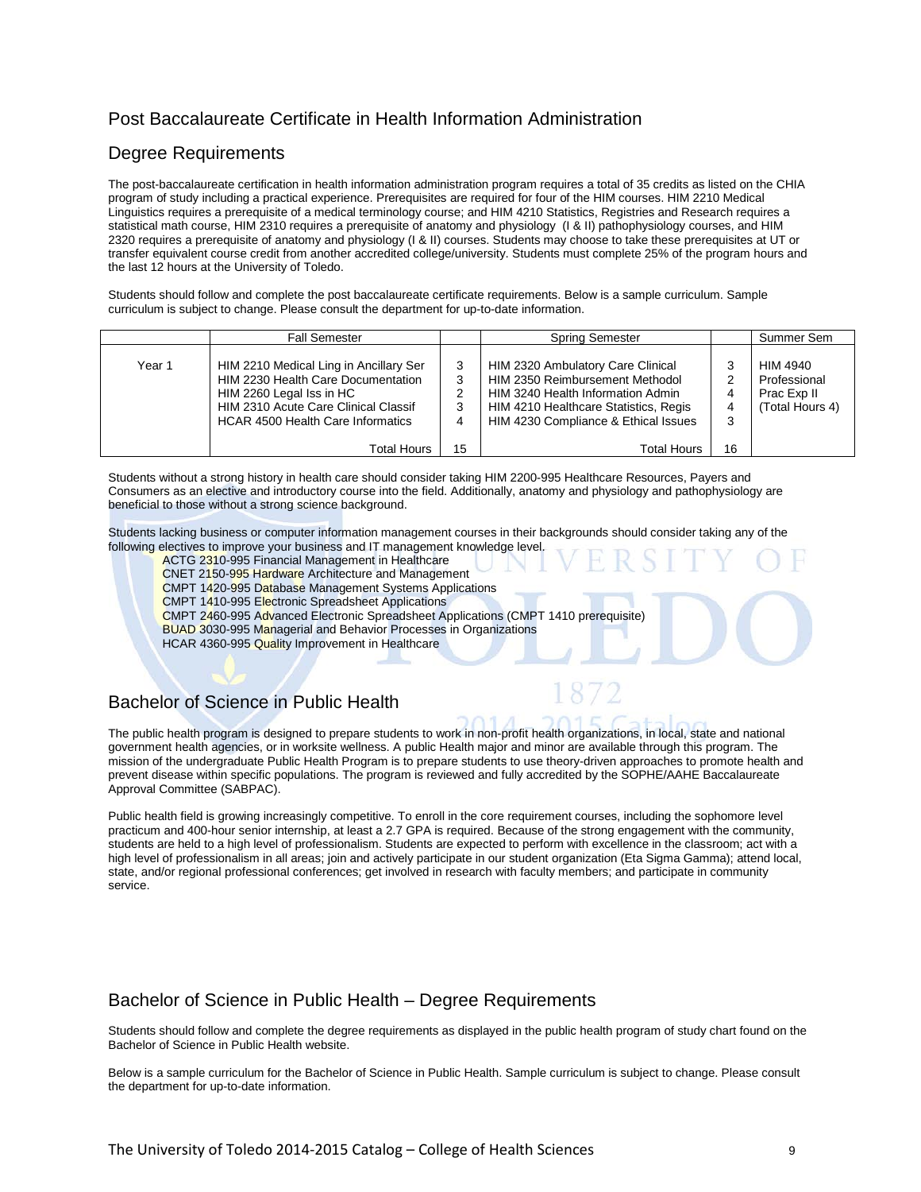## Post Baccalaureate Certificate in Health Information Administration

## Degree Requirements

The post-baccalaureate certification in health information administration program requires a total of 35 credits as listed on the CHIA program of study including a practical experience. Prerequisites are required for four of the HIM courses. HIM 2210 Medical Linguistics requires a prerequisite of a medical terminology course; and HIM 4210 Statistics, Registries and Research requires a statistical math course, HIM 2310 requires a prerequisite of anatomy and physiology (I & II) pathophysiology courses, and HIM 2320 requires a prerequisite of anatomy and physiology (I & II) courses. Students may choose to take these prerequisites at UT or transfer equivalent course credit from another accredited college/university. Students must complete 25% of the program hours and the last 12 hours at the University of Toledo.

Students should follow and complete the post baccalaureate certificate requirements. Below is a sample curriculum. Sample curriculum is subject to change. Please consult the department for up-to-date information.

| | Fall Semester | | Spring Semester | | Summer Sem |
|---|---|---|---|---|---|
| Year 1 | HIM 2210 Medical Ling in Ancillary Ser<br>HIM 2230 Health Care Documentation<br>HIM 2260 Legal Iss in HC<br>HIM 2310 Acute Care Clinical Classif<br>HCAR 4500 Health Care Informatics | 3<br>3<br>2<br>3<br>4 | HIM 2320 Ambulatory Care Clinical<br>HIM 2350 Reimbursement Methodol<br>HIM 3240 Health Information Admin<br>HIM 4210 Healthcare Statistics, Regis<br>HIM 4230 Compliance & Ethical Issues | 3<br>2<br>4<br>4<br>3 | HIM 4940 Professional Prac Exp II (Total Hours 4) |
| | Total Hours | 15 | Total Hours | 16 | |

Students without a strong history in health care should consider taking HIM 2200-995 Healthcare Resources, Payers and Consumers as an elective and introductory course into the field. Additionally, anatomy and physiology and pathophysiology are beneficial to those without a strong science background.

Students lacking business or computer information management courses in their backgrounds should consider taking any of the following electives to improve your business and IT management knowledge level.

- ACTG 2310-995 Financial Management in Healthcare
- CNET 2150-995 Hardware Architecture and Management
- CMPT 1420-995 Database Management Systems Applications
- CMPT 1410-995 Electronic Spreadsheet Applications
- CMPT 2460-995 Advanced Electronic Spreadsheet Applications (CMPT 1410 prerequisite)
- BUAD 3030-995 Managerial and Behavior Processes in Organizations
- HCAR 4360-995 Quality Improvement in Healthcare

## Bachelor of Science in Public Health

The public health program is designed to prepare students to work in non-profit health organizations, in local, state and national government health agencies, or in worksite wellness. A public Health major and minor are available through this program. The mission of the undergraduate Public Health Program is to prepare students to use theory-driven approaches to promote health and prevent disease within specific populations. The program is reviewed and fully accredited by the SOPHE/AAHE Baccalaureate Approval Committee (SABPAC).

Public health field is growing increasingly competitive. To enroll in the core requirement courses, including the sophomore level practicum and 400-hour senior internship, at least a 2.7 GPA is required. Because of the strong engagement with the community, students are held to a high level of professionalism. Students are expected to perform with excellence in the classroom; act with a high level of professionalism in all areas; join and actively participate in our student organization (Eta Sigma Gamma); attend local, state, and/or regional professional conferences; get involved in research with faculty members; and participate in community service.

## Bachelor of Science in Public Health – Degree Requirements

Students should follow and complete the degree requirements as displayed in the public health program of study chart found on the Bachelor of Science in Public Health website.

Below is a sample curriculum for the Bachelor of Science in Public Health. Sample curriculum is subject to change. Please consult the department for up-to-date information.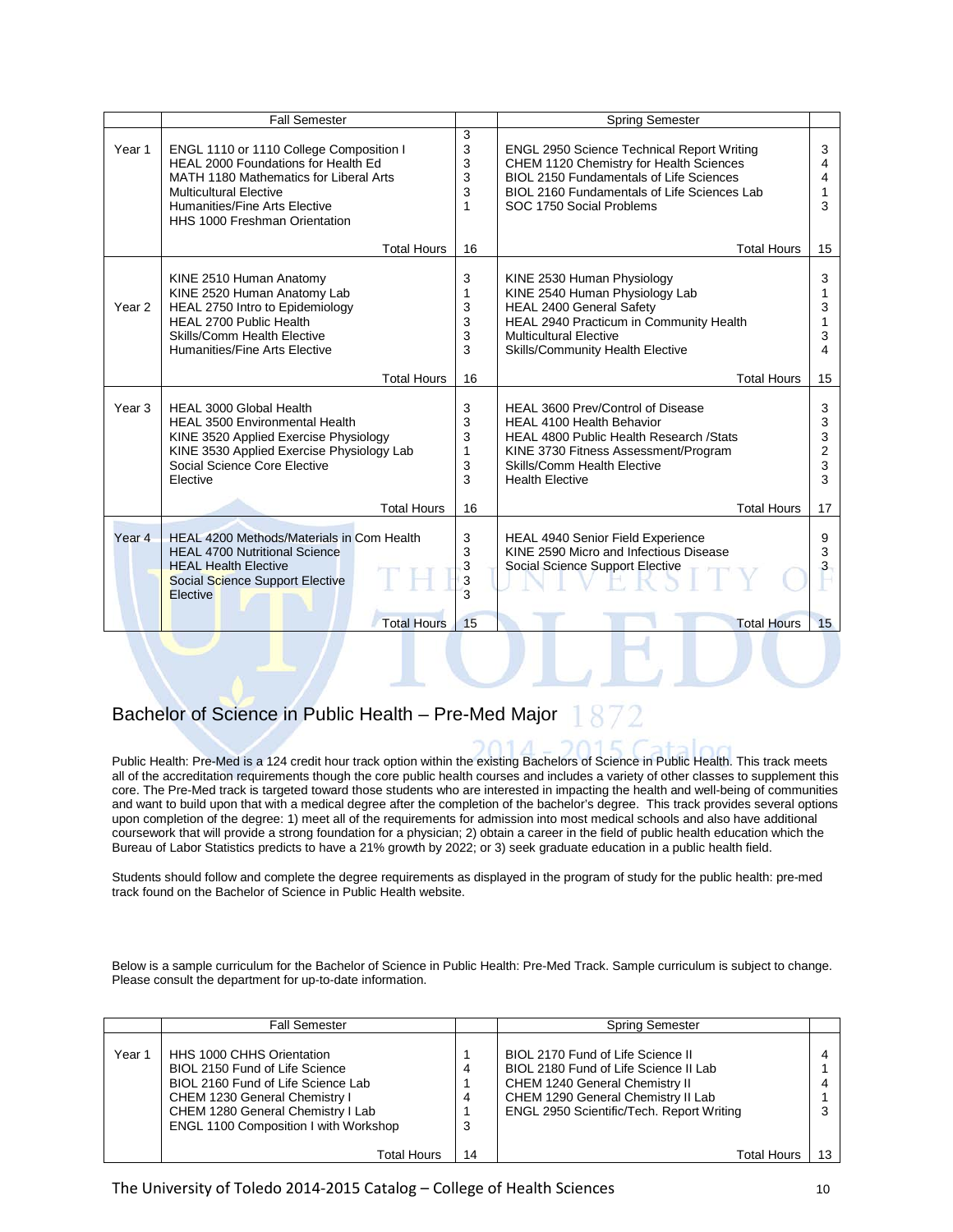| | Fall Semester | | Spring Semester | |
|---|---|---|---|---|
| Year 1 | ENGL 1110 or 1110 College Composition I<br>HEAL 2000 Foundations for Health Ed<br>MATH 1180 Mathematics for Liberal Arts<br>Multicultural Elective<br>Humanities/Fine Arts Elective<br>HHS 1000 Freshman Orientation | 3<br>3<br>3<br>3<br>3<br>1 | ENGL 2950 Science Technical Report Writing<br>CHEM 1120 Chemistry for Health Sciences<br>BIOL 2150 Fundamentals of Life Sciences<br>BIOL 2160 Fundamentals of Life Sciences Lab<br>SOC 1750 Social Problems | 3<br>4<br>4<br>1<br>3 |
| | Total Hours | 16 | Total Hours | 15 |
| Year 2 | KINE 2510 Human Anatomy<br>KINE 2520 Human Anatomy Lab<br>HEAL 2750 Intro to Epidemiology<br>HEAL 2700 Public Health<br>Skills/Comm Health Elective<br>Humanities/Fine Arts Elective | 3<br>1<br>3<br>3<br>3<br>3 | KINE 2530 Human Physiology<br>KINE 2540 Human Physiology Lab<br>HEAL 2400 General Safety<br>HEAL 2940 Practicum in Community Health<br>Multicultural Elective<br>Skills/Community Health Elective | 3<br>1<br>3<br>1<br>3<br>4 |
| | Total Hours | 16 | Total Hours | 15 |
| Year 3 | HEAL 3000 Global Health<br>HEAL 3500 Environmental Health<br>KINE 3520 Applied Exercise Physiology<br>KINE 3530 Applied Exercise Physiology Lab<br>Social Science Core Elective<br>Elective | 3<br>3<br>3<br>1<br>3<br>3 | HEAL 3600 Prev/Control of Disease<br>HEAL 4100 Health Behavior<br>HEAL 4800 Public Health Research /Stats<br>KINE 3730 Fitness Assessment/Program<br>Skills/Comm Health Elective<br>Health Elective | 3<br>3<br>3<br>2<br>3<br>3 |
| | Total Hours | 16 | Total Hours | 17 |
| Year 4 | HEAL 4200 Methods/Materials in Com Health<br>HEAL 4700 Nutritional Science<br>HEAL Health Elective<br>Social Science Support Elective<br>Elective | 3<br>3<br>3<br>3<br>3 | HEAL 4940 Senior Field Experience<br>KINE 2590 Micro and Infectious Disease<br>Social Science Support Elective | 9<br>3<br>3 |
| | Total Hours | 15 | Total Hours | 15 |

## Bachelor of Science in Public Health – Pre-Med Major

Public Health: Pre-Med is a 124 credit hour track option within the existing Bachelors of Science in Public Health. This track meets all of the accreditation requirements though the core public health courses and includes a variety of other classes to supplement this core. The Pre-Med track is targeted toward those students who are interested in impacting the health and well-being of communities and want to build upon that with a medical degree after the completion of the bachelor's degree. This track provides several options upon completion of the degree: 1) meet all of the requirements for admission into most medical schools and also have additional coursework that will provide a strong foundation for a physician; 2) obtain a career in the field of public health education which the Bureau of Labor Statistics predicts to have a 21% growth by 2022; or 3) seek graduate education in a public health field.

Students should follow and complete the degree requirements as displayed in the program of study for the public health: pre-med track found on the Bachelor of Science in Public Health website.

Below is a sample curriculum for the Bachelor of Science in Public Health: Pre-Med Track. Sample curriculum is subject to change. Please consult the department for up-to-date information.

| | Fall Semester | | Spring Semester | |
|---|---|---|---|---|
| Year 1 | HHS 1000 CHHS Orientation<br>BIOL 2150 Fund of Life Science<br>BIOL 2160 Fund of Life Science Lab<br>CHEM 1230 General Chemistry I<br>CHEM 1280 General Chemistry I Lab<br>ENGL 1100 Composition I with Workshop | 1<br>4<br>1<br>4<br>1<br>3 | BIOL 2170 Fund of Life Science II<br>BIOL 2180 Fund of Life Science II Lab<br>CHEM 1240 General Chemistry II<br>CHEM 1290 General Chemistry II Lab<br>ENGL 2950 Scientific/Tech. Report Writing | 4<br>1<br>4<br>1<br>3 |
| | Total Hours | 14 | Total Hours | 13 |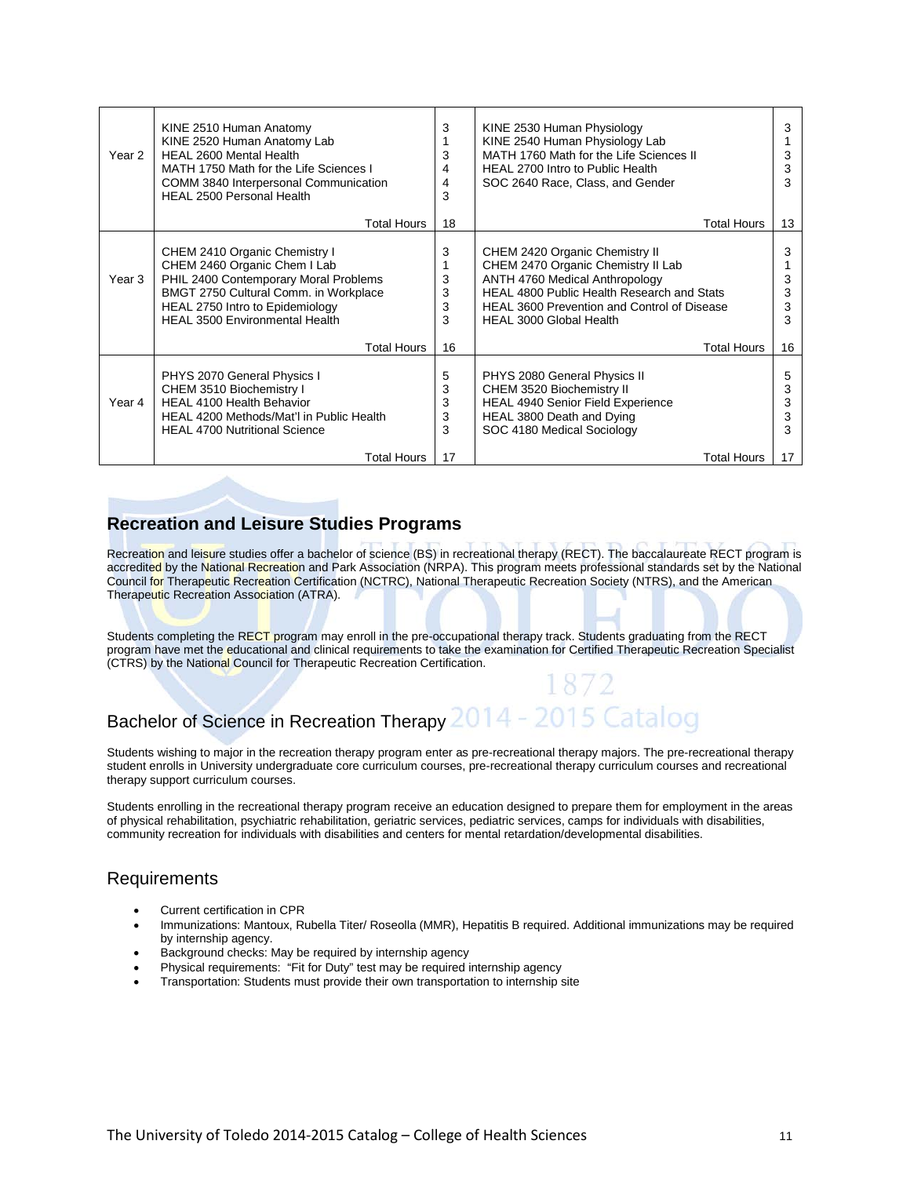| | | | | |
|---|---|---|---|---|
| Year 2 | KINE 2510 Human Anatomy<br>KINE 2520 Human Anatomy Lab<br>HEAL 2600 Mental Health<br>MATH 1750 Math for the Life Sciences I<br>COMM 3840 Interpersonal Communication<br>HEAL 2500 Personal Health | 3<br>1<br>3<br>4<br>4<br>3 | KINE 2530 Human Physiology<br>KINE 2540 Human Physiology Lab<br>MATH 1760 Math for the Life Sciences II<br>HEAL 2700 Intro to Public Health<br>SOC 2640 Race, Class, and Gender | 3<br>1<br>3<br>3<br>3 |
| | Total Hours | 18 | Total Hours | 13 |
| Year 3 | CHEM 2410 Organic Chemistry I<br>CHEM 2460 Organic Chem I Lab<br>PHIL 2400 Contemporary Moral Problems<br>BMGT 2750 Cultural Comm. in Workplace<br>HEAL 2750 Intro to Epidemiology<br>HEAL 3500 Environmental Health | 3<br>1<br>3<br>3<br>3<br>3 | CHEM 2420 Organic Chemistry II<br>CHEM 2470 Organic Chemistry II Lab<br>ANTH 4760 Medical Anthropology<br>HEAL 4800 Public Health Research and Stats<br>HEAL 3600 Prevention and Control of Disease<br>HEAL 3000 Global Health | 3<br>1<br>3<br>3<br>3<br>3 |
| | Total Hours | 16 | Total Hours | 16 |
| Year 4 | PHYS 2070 General Physics I<br>CHEM 3510 Biochemistry I<br>HEAL 4100 Health Behavior<br>HEAL 4200 Methods/Mat'l in Public Health<br>HEAL 4700 Nutritional Science | 5<br>3<br>3<br>3<br>3 | PHYS 2080 General Physics II<br>CHEM 3520 Biochemistry II<br>HEAL 4940 Senior Field Experience<br>HEAL 3800 Death and Dying<br>SOC 4180 Medical Sociology | 5<br>3<br>3<br>3<br>3 |
| | Total Hours | 17 | Total Hours | 17 |

## Recreation and Leisure Studies Programs

Recreation and leisure studies offer a bachelor of science (BS) in recreational therapy (RECT). The baccalaureate RECT program is accredited by the National Recreation and Park Association (NRPA). This program meets professional standards set by the National Council for Therapeutic Recreation Certification (NCTRC), National Therapeutic Recreation Society (NTRS), and the American Therapeutic Recreation Association (ATRA).

Students completing the RECT program may enroll in the pre-occupational therapy track. Students graduating from the RECT program have met the educational and clinical requirements to take the examination for Certified Therapeutic Recreation Specialist (CTRS) by the National Council for Therapeutic Recreation Certification.

## Bachelor of Science in Recreation Therapy

Students wishing to major in the recreation therapy program enter as pre-recreational therapy majors. The pre-recreational therapy student enrolls in University undergraduate core curriculum courses, pre-recreational therapy curriculum courses and recreational therapy support curriculum courses.

Students enrolling in the recreational therapy program receive an education designed to prepare them for employment in the areas of physical rehabilitation, psychiatric rehabilitation, geriatric services, pediatric services, camps for individuals with disabilities, community recreation for individuals with disabilities and centers for mental retardation/developmental disabilities.

## Requirements

- Current certification in CPR
- Immunizations: Mantoux, Rubella Titer/ Roseolla (MMR), Hepatitis B required. Additional immunizations may be required by internship agency.
- Background checks: May be required by internship agency
- Physical requirements: "Fit for Duty" test may be required internship agency
- Transportation: Students must provide their own transportation to internship site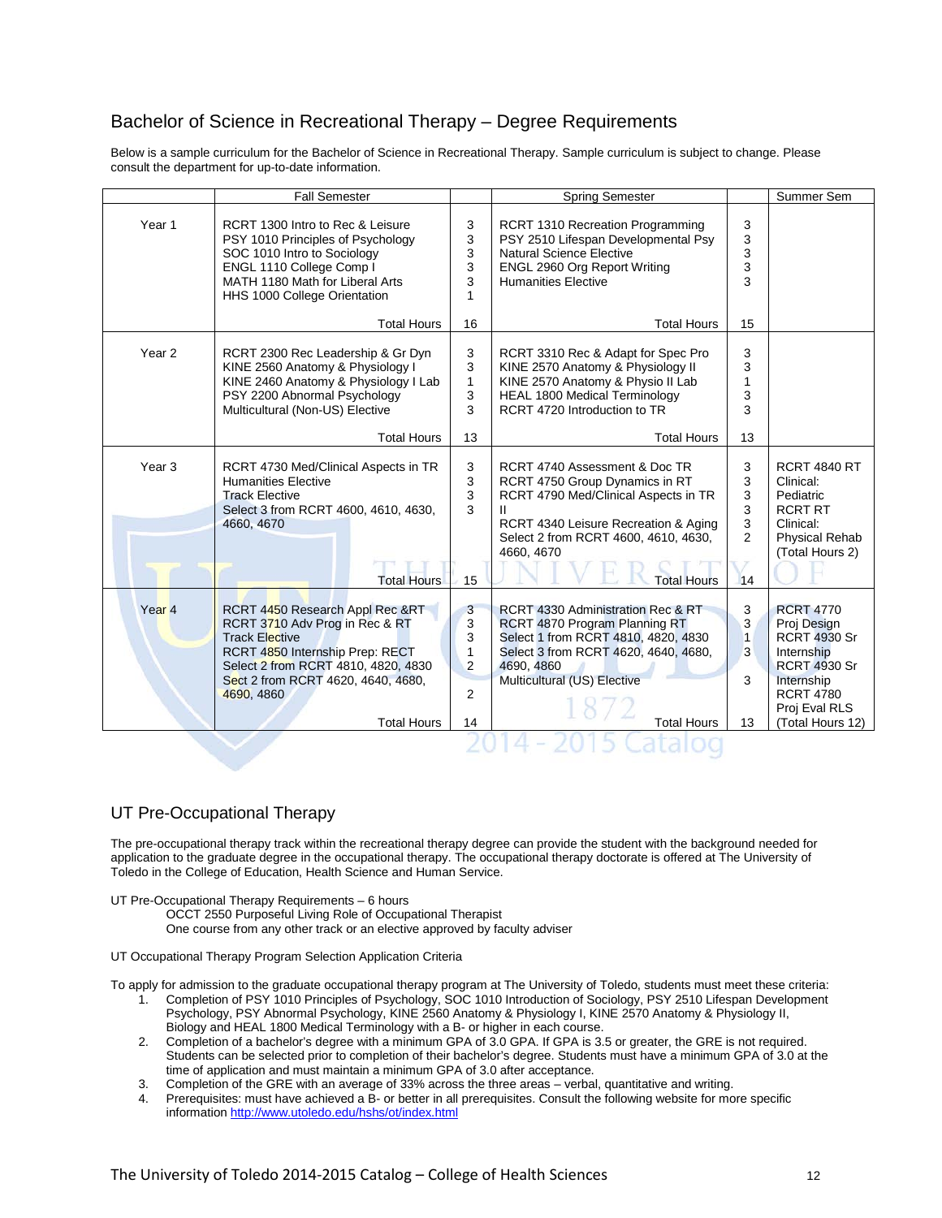## Bachelor of Science in Recreational Therapy – Degree Requirements

Below is a sample curriculum for the Bachelor of Science in Recreational Therapy. Sample curriculum is subject to change. Please consult the department for up-to-date information.

| | Fall Semester | | Spring Semester | | Summer Sem |
|---|---|---|---|---|---|
| Year 1 | RCRT 1300 Intro to Rec & Leisure<br>PSY 1010 Principles of Psychology<br>SOC 1010 Intro to Sociology<br>ENGL 1110 College Comp I<br>MATH 1180 Math for Liberal Arts<br>HHS 1000 College Orientation | 3<br>3<br>3<br>3<br>3<br>1 | RCRT 1310 Recreation Programming<br>PSY 2510 Lifespan Developmental Psy<br>Natural Science Elective<br>ENGL 2960 Org Report Writing<br>Humanities Elective | 3<br>3<br>3<br>3<br>3 | |
| | Total Hours | 16 | Total Hours | 15 | |
| Year 2 | RCRT 2300 Rec Leadership & Gr Dyn<br>KINE 2560 Anatomy & Physiology I<br>KINE 2460 Anatomy & Physiology I Lab<br>PSY 2200 Abnormal Psychology<br>Multicultural (Non-US) Elective | 3<br>3<br>1<br>3<br>3 | RCRT 3310 Rec & Adapt for Spec Pro<br>KINE 2570 Anatomy & Physiology II<br>KINE 2570 Anatomy & Physio II Lab<br>HEAL 1800 Medical Terminology<br>RCRT 4720 Introduction to TR | 3<br>3<br>1<br>3<br>3 | |
| | Total Hours | 13 | Total Hours | 13 | |
| Year 3 | RCRT 4730 Med/Clinical Aspects in TR<br>Humanities Elective<br>Track Elective<br>Select 3 from RCRT 4600, 4610, 4630, 4660, 4670 | 3<br>3<br>3<br>3 | RCRT 4740 Assessment & Doc TR<br>RCRT 4750 Group Dynamics in RT<br>RCRT 4790 Med/Clinical Aspects in TR II<br>RCRT 4340 Leisure Recreation & Aging<br>Select 2 from RCRT 4600, 4610, 4630, 4660, 4670 | 3<br>3<br>3<br>3<br>3<br>2 | RCRT 4840 RT Clinical: Pediatric<br>RCRT RT Clinical: Physical Rehab<br>(Total Hours 2) |
| | Total Hours | 15 | Total Hours | 14 | |
| Year 4 | RCRT 4450 Research Appl Rec &RT<br>RCRT 3710 Adv Prog in Rec & RT<br>Track Elective<br>RCRT 4850 Internship Prep: RECT<br>Select 2 from RCRT 4810, 4820, 4830<br>Sect 2 from RCRT 4620, 4640, 4680, 4690, 4860 | 3<br>3<br>3<br>1<br>2<br>2 | RCRT 4330 Administration Rec & RT<br>RCRT 4870 Program Planning RT<br>Select 1 from RCRT 4810, 4820, 4830<br>Select 3 from RCRT 4620, 4640, 4680, 4690, 4860<br>Multicultural (US) Elective | 3<br>3<br>1<br>3<br>3 | RCRT 4770 Proj Design<br>RCRT 4930 Sr Internship<br>RCRT 4930 Sr Internship<br>RCRT 4780 Proj Eval RLS<br>(Total Hours 12) |
| | Total Hours | 14 | Total Hours | 13 | |

## UT Pre-Occupational Therapy

The pre-occupational therapy track within the recreational therapy degree can provide the student with the background needed for application to the graduate degree in the occupational therapy. The occupational therapy doctorate is offered at The University of Toledo in the College of Education, Health Science and Human Service.

UT Pre-Occupational Therapy Requirements – 6 hours

OCCT 2550 Purposeful Living Role of Occupational Therapist
One course from any other track or an elective approved by faculty adviser

UT Occupational Therapy Program Selection Application Criteria

To apply for admission to the graduate occupational therapy program at The University of Toledo, students must meet these criteria:

1. Completion of PSY 1010 Principles of Psychology, SOC 1010 Introduction of Sociology, PSY 2510 Lifespan Development Psychology, PSY Abnormal Psychology, KINE 2560 Anatomy & Physiology I, KINE 2570 Anatomy & Physiology II, Biology and HEAL 1800 Medical Terminology with a B- or higher in each course.
2. Completion of a bachelor's degree with a minimum GPA of 3.0 GPA. If GPA is 3.5 or greater, the GRE is not required. Students can be selected prior to completion of their bachelor's degree. Students must have a minimum GPA of 3.0 at the time of application and must maintain a minimum GPA of 3.0 after acceptance.
3. Completion of the GRE with an average of 33% across the three areas – verbal, quantitative and writing.
4. Prerequisites: must have achieved a B- or better in all prerequisites. Consult the following website for more specific information http://www.utoledo.edu/hshs/ot/index.html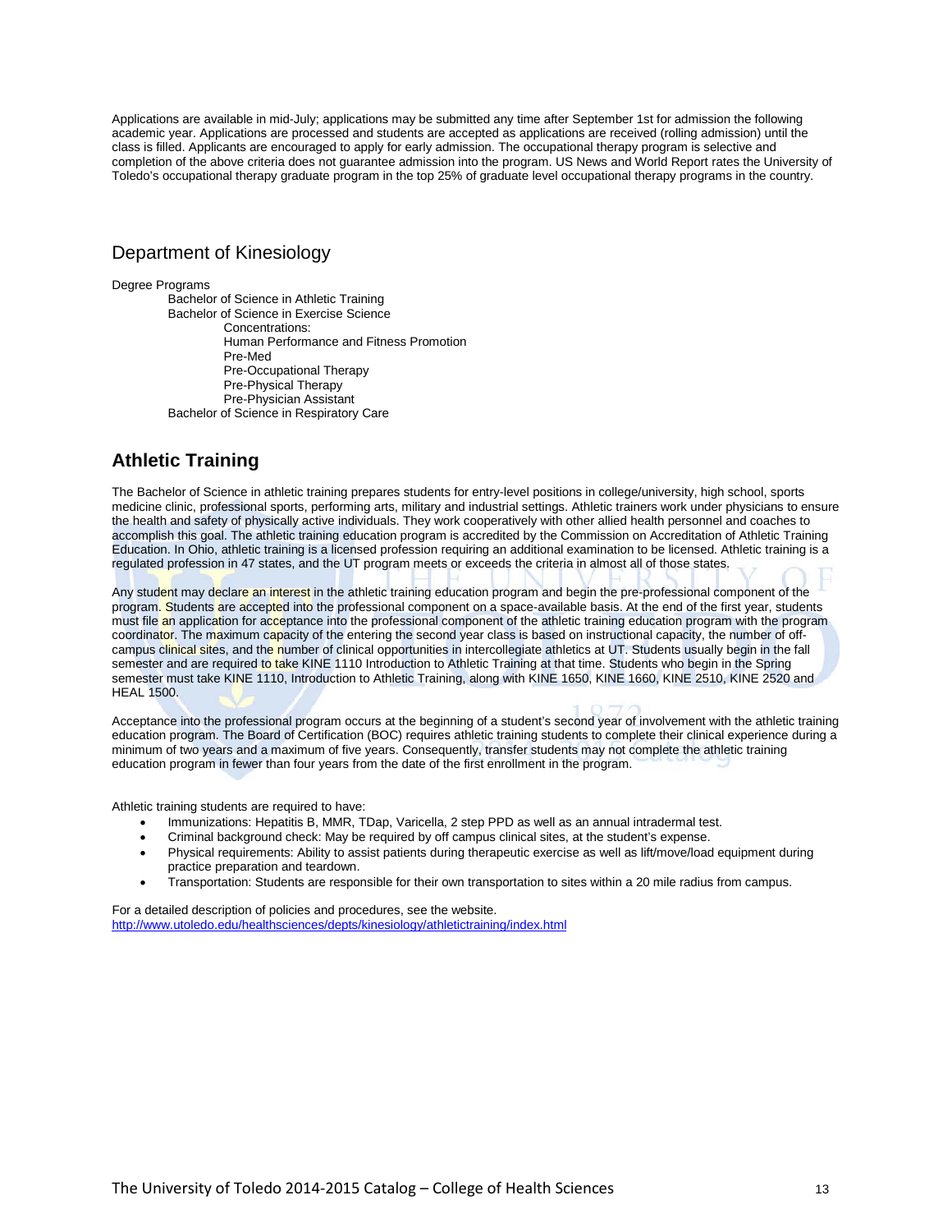Applications are available in mid-July; applications may be submitted any time after September 1st for admission the following academic year. Applications are processed and students are accepted as applications are received (rolling admission) until the class is filled. Applicants are encouraged to apply for early admission. The occupational therapy program is selective and completion of the above criteria does not guarantee admission into the program. US News and World Report rates the University of Toledo's occupational therapy graduate program in the top 25% of graduate level occupational therapy programs in the country.

## Department of Kinesiology

Degree Programs

- Bachelor of Science in Athletic Training
- Bachelor of Science in Exercise Science
  - Concentrations:
  - Human Performance and Fitness Promotion
  - Pre-Med
  - Pre-Occupational Therapy
  - Pre-Physical Therapy
  - Pre-Physician Assistant
- Bachelor of Science in Respiratory Care

## Athletic Training

The Bachelor of Science in athletic training prepares students for entry-level positions in college/university, high school, sports medicine clinic, professional sports, performing arts, military and industrial settings. Athletic trainers work under physicians to ensure the health and safety of physically active individuals. They work cooperatively with other allied health personnel and coaches to accomplish this goal. The athletic training education program is accredited by the Commission on Accreditation of Athletic Training Education. In Ohio, athletic training is a licensed profession requiring an additional examination to be licensed. Athletic training is a regulated profession in 47 states, and the UT program meets or exceeds the criteria in almost all of those states.

Any student may declare an interest in the athletic training education program and begin the pre-professional component of the program. Students are accepted into the professional component on a space-available basis. At the end of the first year, students must file an application for acceptance into the professional component of the athletic training education program with the program coordinator. The maximum capacity of the entering the second year class is based on instructional capacity, the number of off-campus clinical sites, and the number of clinical opportunities in intercollegiate athletics at UT. Students usually begin in the fall semester and are required to take KINE 1110 Introduction to Athletic Training at that time. Students who begin in the Spring semester must take KINE 1110, Introduction to Athletic Training, along with KINE 1650, KINE 1660, KINE 2510, KINE 2520 and HEAL 1500.

Acceptance into the professional program occurs at the beginning of a student's second year of involvement with the athletic training education program. The Board of Certification (BOC) requires athletic training students to complete their clinical experience during a minimum of two years and a maximum of five years. Consequently, transfer students may not complete the athletic training education program in fewer than four years from the date of the first enrollment in the program.

Athletic training students are required to have:

- Immunizations: Hepatitis B, MMR, TDap, Varicella, 2 step PPD as well as an annual intradermal test.
- Criminal background check: May be required by off campus clinical sites, at the student's expense.
- Physical requirements: Ability to assist patients during therapeutic exercise as well as lift/move/load equipment during practice preparation and teardown.
- Transportation: Students are responsible for their own transportation to sites within a 20 mile radius from campus.

For a detailed description of policies and procedures, see the website.
http://www.utoledo.edu/healthsciences/depts/kinesiology/athletictraining/index.html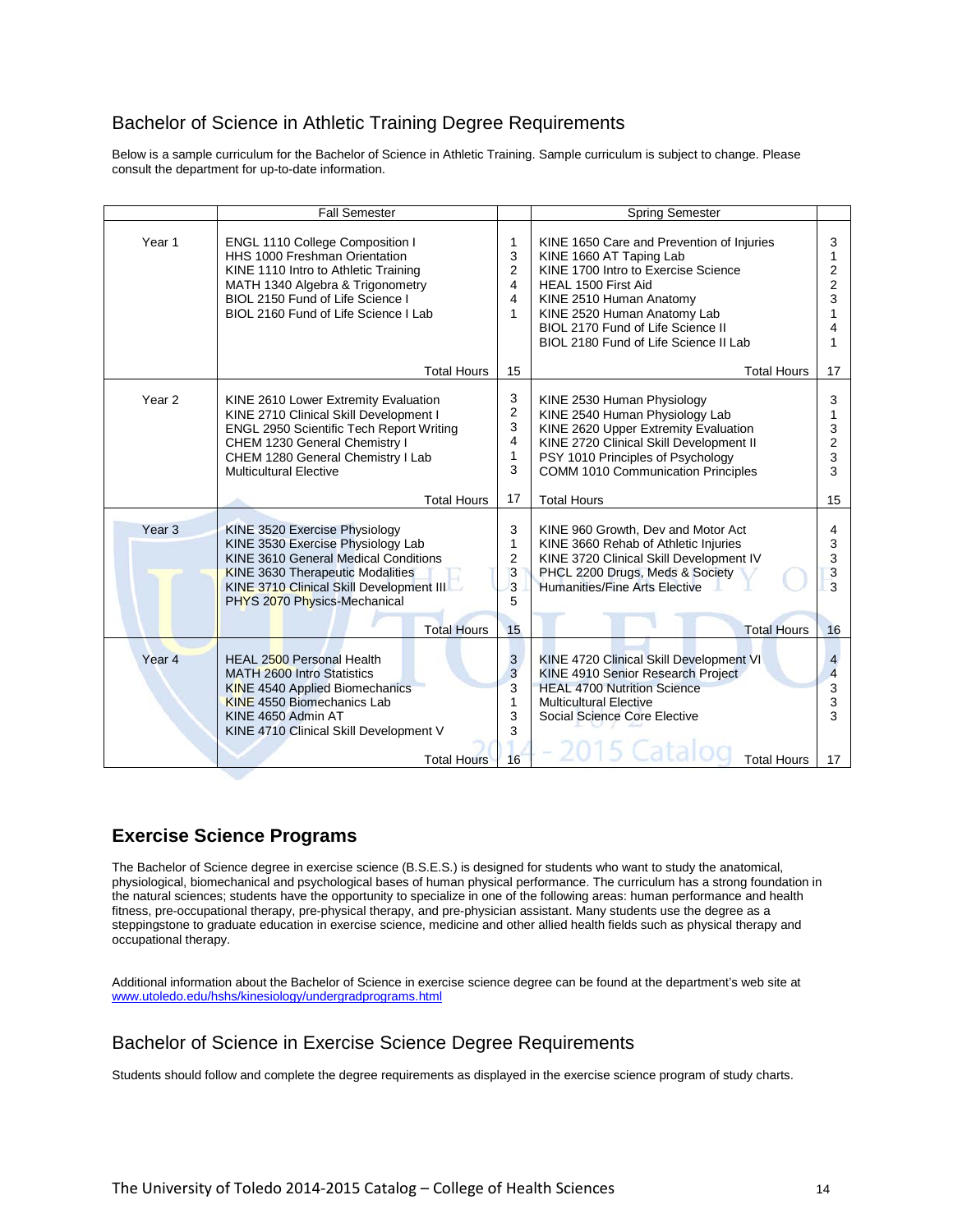## Bachelor of Science in Athletic Training Degree Requirements

Below is a sample curriculum for the Bachelor of Science in Athletic Training. Sample curriculum is subject to change. Please consult the department for up-to-date information.

| | Fall Semester | | Spring Semester | |
|---|---|---|---|---|
| Year 1 | ENGL 1110 College Composition I | 1 | KINE 1650 Care and Prevention of Injuries | 3 |
| | HHS 1000 Freshman Orientation | 3 | KINE 1660 AT Taping Lab | 1 |
| | KINE 1110 Intro to Athletic Training | 2 | KINE 1700 Intro to Exercise Science | 2 |
| | MATH 1340 Algebra & Trigonometry | 4 | HEAL 1500 First Aid | 2 |
| | BIOL 2150 Fund of Life Science I | 4 | KINE 2510 Human Anatomy | 3 |
| | BIOL 2160 Fund of Life Science I Lab | 1 | KINE 2520 Human Anatomy Lab | 1 |
| | | | BIOL 2170 Fund of Life Science II | 4 |
| | | | BIOL 2180 Fund of Life Science II Lab | 1 |
| | Total Hours | 15 | Total Hours | 17 |
| Year 2 | KINE 2610 Lower Extremity Evaluation | 3 | KINE 2530 Human Physiology | 3 |
| | KINE 2710 Clinical Skill Development I | 2 | KINE 2540 Human Physiology Lab | 1 |
| | ENGL 2950 Scientific Tech Report Writing | 3 | KINE 2620 Upper Extremity Evaluation | 3 |
| | CHEM 1230 General Chemistry I | 4 | KINE 2720 Clinical Skill Development II | 2 |
| | CHEM 1280 General Chemistry I Lab | 1 | PSY 1010 Principles of Psychology | 3 |
| | Multicultural Elective | 3 | COMM 1010 Communication Principles | 3 |
| | Total Hours | 17 | Total Hours | 15 |
| Year 3 | KINE 3520 Exercise Physiology | 3 | KINE 960 Growth, Dev and Motor Act | 4 |
| | KINE 3530 Exercise Physiology Lab | 1 | KINE 3660 Rehab of Athletic Injuries | 3 |
| | KINE 3610 General Medical Conditions | 2 | KINE 3720 Clinical Skill Development IV | 3 |
| | KINE 3630 Therapeutic Modalities | 3 | PHCL 2200 Drugs, Meds & Society | 3 |
| | KINE 3710 Clinical Skill Development III | 3 | Humanities/Fine Arts Elective | 3 |
| | PHYS 2070 Physics-Mechanical | 5 | | |
| | Total Hours | 15 | Total Hours | 16 |
| Year 4 | HEAL 2500 Personal Health | 3 | KINE 4720 Clinical Skill Development VI | 4 |
| | MATH 2600 Intro Statistics | 3 | KINE 4910 Senior Research Project | 4 |
| | KINE 4540 Applied Biomechanics | 3 | HEAL 4700 Nutrition Science | 3 |
| | KINE 4550 Biomechanics Lab | 1 | Multicultural Elective | 3 |
| | KINE 4650 Admin AT | 3 | Social Science Core Elective | 3 |
| | KINE 4710 Clinical Skill Development V | 3 | | |
| | Total Hours | 16 | Total Hours | 17 |

## **Exercise Science Programs**

The Bachelor of Science degree in exercise science (B.S.E.S.) is designed for students who want to study the anatomical, physiological, biomechanical and psychological bases of human physical performance. The curriculum has a strong foundation in the natural sciences; students have the opportunity to specialize in one of the following areas: human performance and health fitness, pre-occupational therapy, pre-physical therapy, and pre-physician assistant. Many students use the degree as a steppingstone to graduate education in exercise science, medicine and other allied health fields such as physical therapy and occupational therapy.

Additional information about the Bachelor of Science in exercise science degree can be found at the department's web site at www.utoledo.edu/hshs/kinesiology/undergradprograms.html

## Bachelor of Science in Exercise Science Degree Requirements

Students should follow and complete the degree requirements as displayed in the exercise science program of study charts.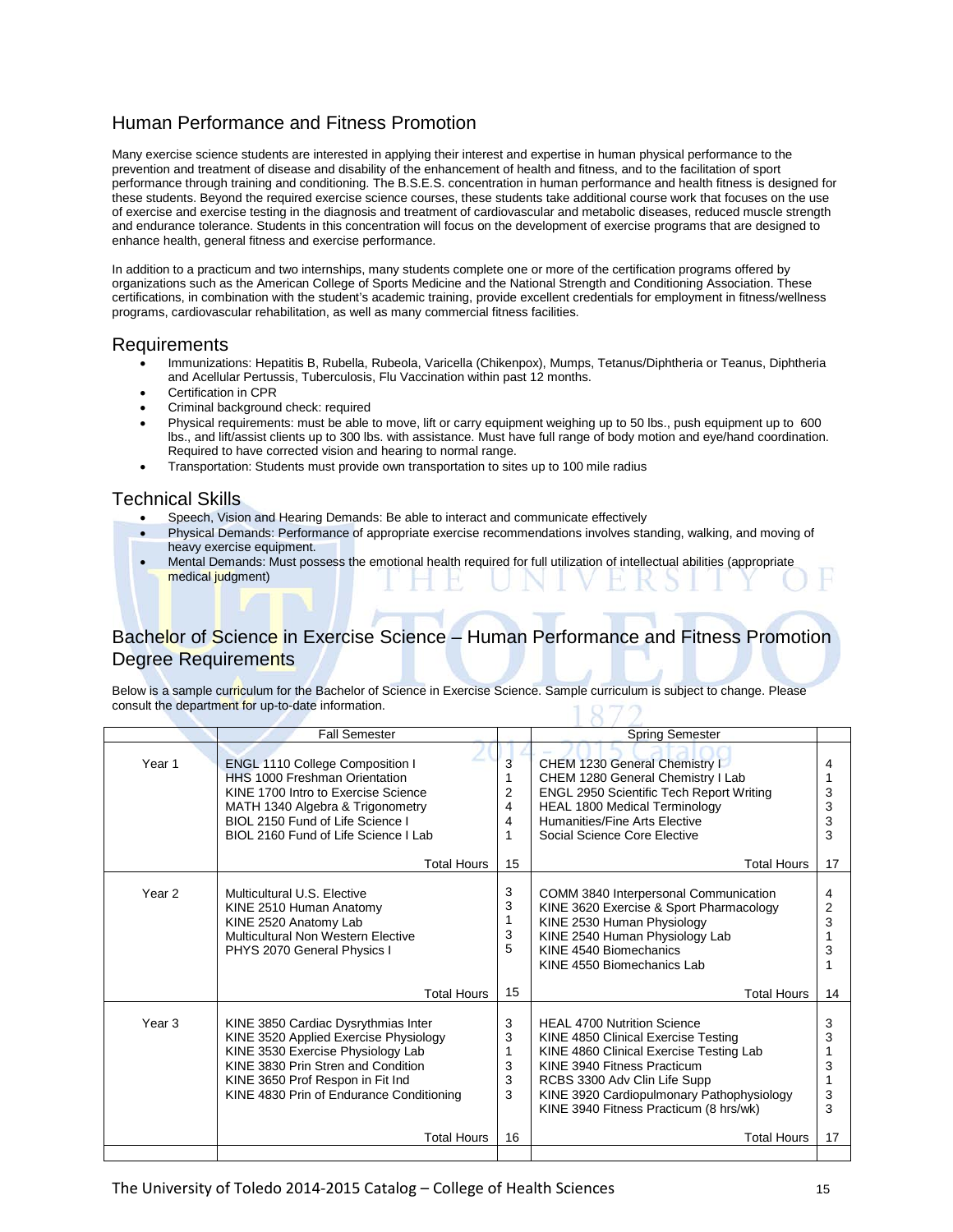## Human Performance and Fitness Promotion

Many exercise science students are interested in applying their interest and expertise in human physical performance to the prevention and treatment of disease and disability of the enhancement of health and fitness, and to the facilitation of sport performance through training and conditioning. The B.S.E.S. concentration in human performance and health fitness is designed for these students. Beyond the required exercise science courses, these students take additional course work that focuses on the use of exercise and exercise testing in the diagnosis and treatment of cardiovascular and metabolic diseases, reduced muscle strength and endurance tolerance. Students in this concentration will focus on the development of exercise programs that are designed to enhance health, general fitness and exercise performance.

In addition to a practicum and two internships, many students complete one or more of the certification programs offered by organizations such as the American College of Sports Medicine and the National Strength and Conditioning Association. These certifications, in combination with the student's academic training, provide excellent credentials for employment in fitness/wellness programs, cardiovascular rehabilitation, as well as many commercial fitness facilities.

### Requirements

- Immunizations: Hepatitis B, Rubella, Rubeola, Varicella (Chikenpox), Mumps, Tetanus/Diphtheria or Teanus, Diphtheria and Acellular Pertussis, Tuberculosis, Flu Vaccination within past 12 months.
- Certification in CPR
- Criminal background check: required
- Physical requirements: must be able to move, lift or carry equipment weighing up to 50 lbs., push equipment up to 600 lbs., and lift/assist clients up to 300 lbs. with assistance. Must have full range of body motion and eye/hand coordination. Required to have corrected vision and hearing to normal range.
- Transportation: Students must provide own transportation to sites up to 100 mile radius

### Technical Skills

- Speech, Vision and Hearing Demands: Be able to interact and communicate effectively
- Physical Demands: Performance of appropriate exercise recommendations involves standing, walking, and moving of heavy exercise equipment.
- Mental Demands: Must possess the emotional health required for full utilization of intellectual abilities (appropriate medical judgment)

## Bachelor of Science in Exercise Science – Human Performance and Fitness Promotion Degree Requirements

Below is a sample curriculum for the Bachelor of Science in Exercise Science. Sample curriculum is subject to change. Please consult the department for up-to-date information.

| | Fall Semester | | Spring Semester | |
|---|---|---|---|---|
| Year 1 | ENGL 1110 College Composition I<br>HHS 1000 Freshman Orientation<br>KINE 1700 Intro to Exercise Science<br>MATH 1340 Algebra & Trigonometry<br>BIOL 2150 Fund of Life Science I<br>BIOL 2160 Fund of Life Science I Lab | 3<br>1<br>2<br>4<br>4<br>1 | CHEM 1230 General Chemistry I<br>CHEM 1280 General Chemistry I Lab<br>ENGL 2950 Scientific Tech Report Writing<br>HEAL 1800 Medical Terminology<br>Humanities/Fine Arts Elective<br>Social Science Core Elective | 4<br>1<br>3<br>3<br>3<br>3 |
| | Total Hours | 15 | Total Hours | 17 |
| Year 2 | Multicultural U.S. Elective<br>KINE 2510 Human Anatomy<br>KINE 2520 Anatomy Lab<br>Multicultural Non Western Elective<br>PHYS 2070 General Physics I | 3<br>3<br>1<br>3<br>5 | COMM 3840 Interpersonal Communication<br>KINE 3620 Exercise & Sport Pharmacology<br>KINE 2530 Human Physiology<br>KINE 2540 Human Physiology Lab<br>KINE 4540 Biomechanics<br>KINE 4550 Biomechanics Lab | 4<br>2<br>3<br>1<br>3<br>1 |
| | Total Hours | 15 | Total Hours | 14 |
| Year 3 | KINE 3850 Cardiac Dysrythmias Inter<br>KINE 3520 Applied Exercise Physiology<br>KINE 3530 Exercise Physiology Lab<br>KINE 3830 Prin Stren and Condition<br>KINE 3650 Prof Respon in Fit Ind<br>KINE 4830 Prin of Endurance Conditioning | 3<br>3<br>1<br>3<br>3<br>3 | HEAL 4700 Nutrition Science<br>KINE 4850 Clinical Exercise Testing<br>KINE 4860 Clinical Exercise Testing Lab<br>KINE 3940 Fitness Practicum<br>RCBS 3300 Adv Clin Life Supp<br>KINE 3920 Cardiopulmonary Pathophysiology<br>KINE 3940 Fitness Practicum (8 hrs/wk) | 3<br>3<br>1<br>3<br>1<br>3<br>3 |
| | Total Hours | 16 | Total Hours | 17 |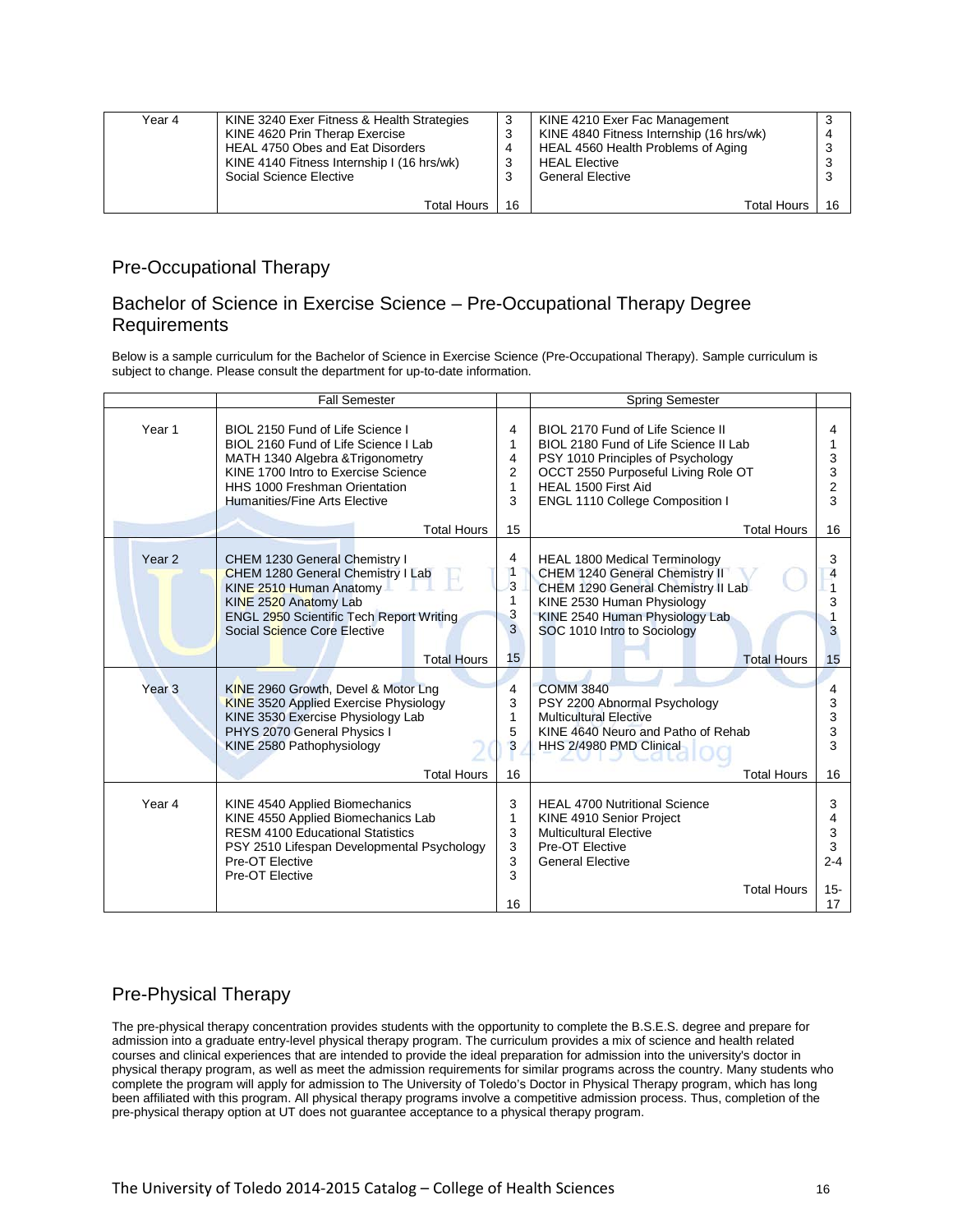| Year 4 | KINE 3240 Exer Fitness & Health Strategies<br>KINE 4620 Prin Therap Exercise<br>HEAL 4750 Obes and Eat Disorders<br>KINE 4140 Fitness Internship I (16 hrs/wk)<br>Social Science Elective | 3<br>3<br>4<br>3<br>3 | KINE 4210 Exer Fac Management<br>KINE 4840 Fitness Internship (16 hrs/wk)<br>HEAL 4560 Health Problems of Aging<br>HEAL Elective<br>General Elective | 3<br>4<br>3<br>3<br>3 |
|---|---|---|---|---|
| | Total Hours | 16 | Total Hours | 16 |

## Pre-Occupational Therapy

## Bachelor of Science in Exercise Science – Pre-Occupational Therapy Degree Requirements

Below is a sample curriculum for the Bachelor of Science in Exercise Science (Pre-Occupational Therapy). Sample curriculum is subject to change. Please consult the department for up-to-date information.

| | Fall Semester | | Spring Semester | |
|---|---|---|---|---|
| Year 1 | BIOL 2150 Fund of Life Science I<br>BIOL 2160 Fund of Life Science I Lab<br>MATH 1340 Algebra &Trigonometry<br>KINE 1700 Intro to Exercise Science<br>HHS 1000 Freshman Orientation<br>Humanities/Fine Arts Elective | 4<br>1<br>4<br>2<br>1<br>3 | BIOL 2170 Fund of Life Science II<br>BIOL 2180 Fund of Life Science II Lab<br>PSY 1010 Principles of Psychology<br>OCCT 2550 Purposeful Living Role OT<br>HEAL 1500 First Aid<br>ENGL 1110 College Composition I | 4<br>1<br>3<br>3<br>2<br>3 |
| | Total Hours | 15 | Total Hours | 16 |
| Year 2 | CHEM 1230 General Chemistry I<br>CHEM 1280 General Chemistry I Lab<br>KINE 2510 Human Anatomy<br>KINE 2520 Anatomy Lab<br>ENGL 2950 Scientific Tech Report Writing<br>Social Science Core Elective | 4<br>1<br>3<br>1<br>3<br>3 | HEAL 1800 Medical Terminology<br>CHEM 1240 General Chemistry II<br>CHEM 1290 General Chemistry II Lab<br>KINE 2530 Human Physiology<br>KINE 2540 Human Physiology Lab<br>SOC 1010 Intro to Sociology | 3<br>4<br>1<br>3<br>1<br>3 |
| | Total Hours | 15 | Total Hours | 15 |
| Year 3 | KINE 2960 Growth, Devel & Motor Lng<br>KINE 3520 Applied Exercise Physiology<br>KINE 3530 Exercise Physiology Lab<br>PHYS 2070 General Physics I<br>KINE 2580 Pathophysiology | 4<br>3<br>1<br>5<br>3 | COMM 3840<br>PSY 2200 Abnormal Psychology<br>Multicultural Elective<br>KINE 4640 Neuro and Patho of Rehab<br>HHS 2/4980 PMD Clinical | 4<br>3<br>3<br>3<br>3 |
| | Total Hours | 16 | Total Hours | 16 |
| Year 4 | KINE 4540 Applied Biomechanics<br>KINE 4550 Applied Biomechanics Lab<br>RESM 4100 Educational Statistics<br>PSY 2510 Lifespan Developmental Psychology<br>Pre-OT Elective<br>Pre-OT Elective | 3<br>1<br>3<br>3<br>3<br>3 | HEAL 4700 Nutritional Science<br>KINE 4910 Senior Project<br>Multicultural Elective<br>Pre-OT Elective<br>General Elective | 3<br>4<br>3<br>3<br>2-4 |
| | | 16 | Total Hours | 15-17 |

## Pre-Physical Therapy

The pre-physical therapy concentration provides students with the opportunity to complete the B.S.E.S. degree and prepare for admission into a graduate entry-level physical therapy program. The curriculum provides a mix of science and health related courses and clinical experiences that are intended to provide the ideal preparation for admission into the university's doctor in physical therapy program, as well as meet the admission requirements for similar programs across the country. Many students who complete the program will apply for admission to The University of Toledo's Doctor in Physical Therapy program, which has long been affiliated with this program. All physical therapy programs involve a competitive admission process. Thus, completion of the pre-physical therapy option at UT does not guarantee acceptance to a physical therapy program.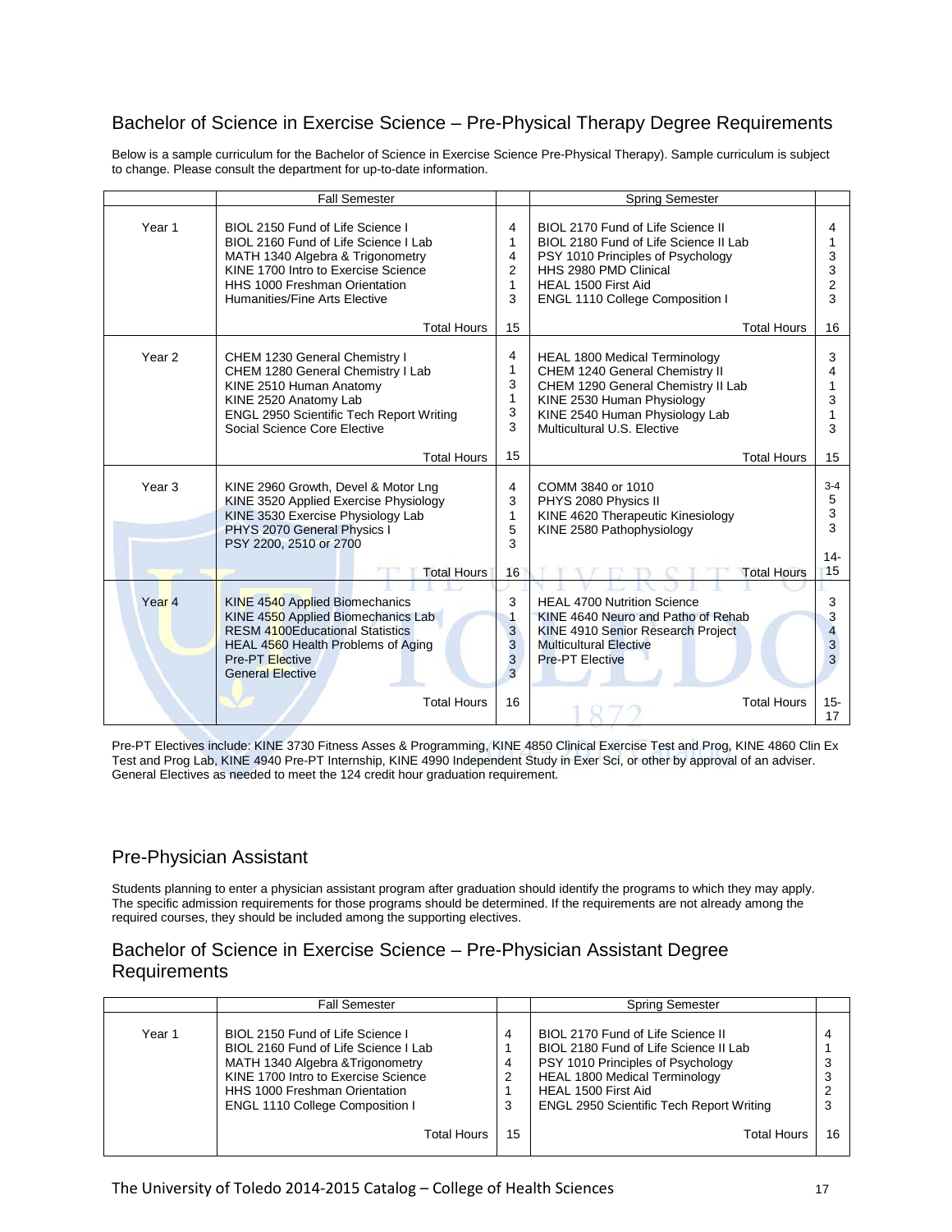## Bachelor of Science in Exercise Science – Pre-Physical Therapy Degree Requirements

Below is a sample curriculum for the Bachelor of Science in Exercise Science Pre-Physical Therapy). Sample curriculum is subject to change. Please consult the department for up-to-date information.

| | Fall Semester | | Spring Semester | |
|---|---|---|---|---|
| Year 1 | BIOL 2150 Fund of Life Science I | 4 | BIOL 2170 Fund of Life Science II | 4 |
| | BIOL 2160 Fund of Life Science I Lab | 1 | BIOL 2180 Fund of Life Science II Lab | 1 |
| | MATH 1340 Algebra & Trigonometry | 4 | PSY 1010 Principles of Psychology | 3 |
| | KINE 1700 Intro to Exercise Science | 2 | HHS 2980 PMD Clinical | 3 |
| | HHS 1000 Freshman Orientation | 1 | HEAL 1500 First Aid | 2 |
| | Humanities/Fine Arts Elective | 3 | ENGL 1110 College Composition I | 3 |
| | Total Hours | 15 | Total Hours | 16 |
| Year 2 | CHEM 1230 General Chemistry I | 4 | HEAL 1800 Medical Terminology | 3 |
| | CHEM 1280 General Chemistry I Lab | 1 | CHEM 1240 General Chemistry II | 4 |
| | KINE 2510 Human Anatomy | 3 | CHEM 1290 General Chemistry II Lab | 1 |
| | KINE 2520 Anatomy Lab | 1 | KINE 2530 Human Physiology | 3 |
| | ENGL 2950 Scientific Tech Report Writing | 3 | KINE 2540 Human Physiology Lab | 1 |
| | Social Science Core Elective | 3 | Multicultural U.S. Elective | 3 |
| | Total Hours | 15 | Total Hours | 15 |
| Year 3 | KINE 2960 Growth, Devel & Motor Lng | 4 | COMM 3840 or 1010 | 3-4 |
| | KINE 3520 Applied Exercise Physiology | 3 | PHYS 2080 Physics II | 5 |
| | KINE 3530 Exercise Physiology Lab | 1 | KINE 4620 Therapeutic Kinesiology | 3 |
| | PHYS 2070 General Physics I | 5 | KINE 2580 Pathophysiology | 3 |
| | PSY 2200, 2510 or 2700 | 3 | | |
| | Total Hours | 16 | Total Hours | 14-15 |
| Year 4 | KINE 4540 Applied Biomechanics | 3 | HEAL 4700 Nutrition Science | 3 |
| | KINE 4550 Applied Biomechanics Lab | 1 | KINE 4640 Neuro and Patho of Rehab | 3 |
| | RESM 4100Educational Statistics | 3 | KINE 4910 Senior Research Project | 4 |
| | HEAL 4560 Health Problems of Aging | 3 | Multicultural Elective | 3 |
| | Pre-PT Elective | 3 | Pre-PT Elective | 3 |
| | General Elective | 3 | | |
| | Total Hours | 16 | Total Hours | 15-17 |

Pre-PT Electives include: KINE 3730 Fitness Asses & Programming, KINE 4850 Clinical Exercise Test and Prog, KINE 4860 Clin Ex Test and Prog Lab, KINE 4940 Pre-PT Internship, KINE 4990 Independent Study in Exer Sci, or other by approval of an adviser. General Electives as needed to meet the 124 credit hour graduation requirement.

## Pre-Physician Assistant

Students planning to enter a physician assistant program after graduation should identify the programs to which they may apply. The specific admission requirements for those programs should be determined. If the requirements are not already among the required courses, they should be included among the supporting electives.

## Bachelor of Science in Exercise Science – Pre-Physician Assistant Degree Requirements

| | Fall Semester | | Spring Semester | |
|---|---|---|---|---|
| Year 1 | BIOL 2150 Fund of Life Science I | 4 | BIOL 2170 Fund of Life Science II | 4 |
| | BIOL 2160 Fund of Life Science I Lab | 1 | BIOL 2180 Fund of Life Science II Lab | 1 |
| | MATH 1340 Algebra &Trigonometry | 4 | PSY 1010 Principles of Psychology | 3 |
| | KINE 1700 Intro to Exercise Science | 2 | HEAL 1800 Medical Terminology | 3 |
| | HHS 1000 Freshman Orientation | 1 | HEAL 1500 First Aid | 2 |
| | ENGL 1110 College Composition I | 3 | ENGL 2950 Scientific Tech Report Writing | 3 |
| | Total Hours | 15 | Total Hours | 16 |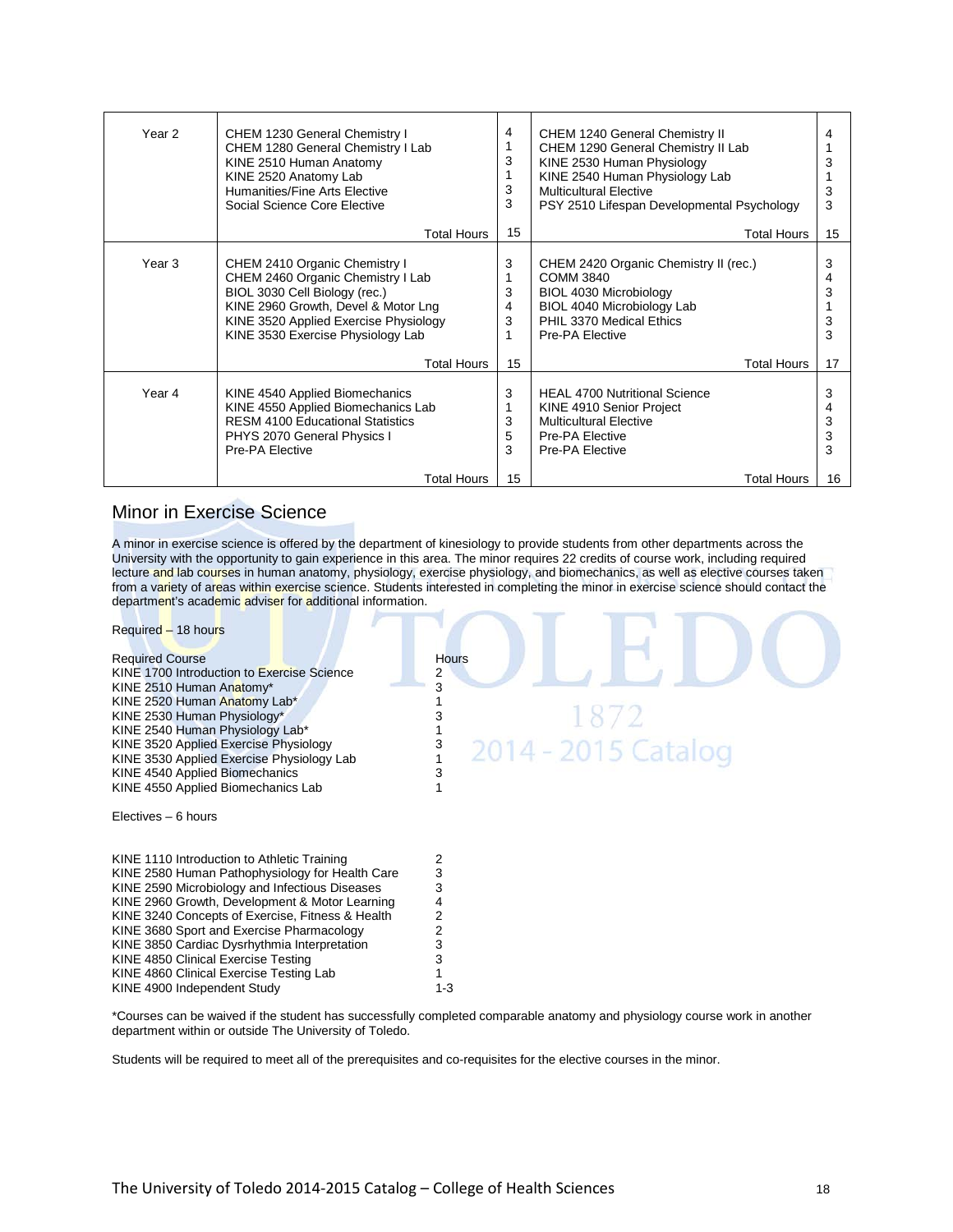| | | | | |
|---|---|---|---|---|
| Year 2 | CHEM 1230 General Chemistry I<br>CHEM 1280 General Chemistry I Lab<br>KINE 2510 Human Anatomy<br>KINE 2520 Anatomy Lab<br>Humanities/Fine Arts Elective<br>Social Science Core Elective | 4<br>1<br>3<br>1<br>3<br>3 | CHEM 1240 General Chemistry II<br>CHEM 1290 General Chemistry II Lab<br>KINE 2530 Human Physiology<br>KINE 2540 Human Physiology Lab<br>Multicultural Elective<br>PSY 2510 Lifespan Developmental Psychology | 4<br>1<br>3<br>1<br>3<br>3 |
| | Total Hours | 15 | Total Hours | 15 |
| Year 3 | CHEM 2410 Organic Chemistry I<br>CHEM 2460 Organic Chemistry I Lab<br>BIOL 3030 Cell Biology (rec.)<br>KINE 2960 Growth, Devel & Motor Lng<br>KINE 3520 Applied Exercise Physiology<br>KINE 3530 Exercise Physiology Lab | 3<br>1<br>3<br>4<br>3<br>1 | CHEM 2420 Organic Chemistry II (rec.)<br>COMM 3840<br>BIOL 4030 Microbiology<br>BIOL 4040 Microbiology Lab<br>PHIL 3370 Medical Ethics<br>Pre-PA Elective | 3<br>4<br>3<br>1<br>3<br>3 |
| | Total Hours | 15 | Total Hours | 17 |
| Year 4 | KINE 4540 Applied Biomechanics<br>KINE 4550 Applied Biomechanics Lab<br>RESM 4100 Educational Statistics<br>PHYS 2070 General Physics I<br>Pre-PA Elective | 3<br>1<br>3<br>5<br>3 | HEAL 4700 Nutritional Science<br>KINE 4910 Senior Project<br>Multicultural Elective<br>Pre-PA Elective<br>Pre-PA Elective | 3<br>4<br>3<br>3<br>3 |
| | Total Hours | 15 | Total Hours | 16 |

## Minor in Exercise Science

A minor in exercise science is offered by the department of kinesiology to provide students from other departments across the University with the opportunity to gain experience in this area. The minor requires 22 credits of course work, including required lecture and lab courses in human anatomy, physiology, exercise physiology, and biomechanics, as well as elective courses taken from a variety of areas within exercise science. Students interested in completing the minor in exercise science should contact the department's academic adviser for additional information.

Required – 18 hours

| Required Course | Hours |
|---|---|
| KINE 1700 Introduction to Exercise Science | 2 |
| KINE 2510 Human Anatomy* | 3 |
| KINE 2520 Human Anatomy Lab* | 1 |
| KINE 2530 Human Physiology* | 3 |
| KINE 2540 Human Physiology Lab* | 1 |
| KINE 3520 Applied Exercise Physiology | 3 |
| KINE 3530 Applied Exercise Physiology Lab | 1 |
| KINE 4540 Applied Biomechanics | 3 |
| KINE 4550 Applied Biomechanics Lab | 1 |

Electives – 6 hours

| | |
|---|---|
| KINE 1110 Introduction to Athletic Training | 2 |
| KINE 2580 Human Pathophysiology for Health Care | 3 |
| KINE 2590 Microbiology and Infectious Diseases | 3 |
| KINE 2960 Growth, Development & Motor Learning | 4 |
| KINE 3240 Concepts of Exercise, Fitness & Health | 2 |
| KINE 3680 Sport and Exercise Pharmacology | 2 |
| KINE 3850 Cardiac Dysrhythmia Interpretation | 3 |
| KINE 4850 Clinical Exercise Testing | 3 |
| KINE 4860 Clinical Exercise Testing Lab | 1 |
| KINE 4900 Independent Study | 1-3 |

*Courses can be waived if the student has successfully completed comparable anatomy and physiology course work in another department within or outside The University of Toledo.

Students will be required to meet all of the prerequisites and co-requisites for the elective courses in the minor.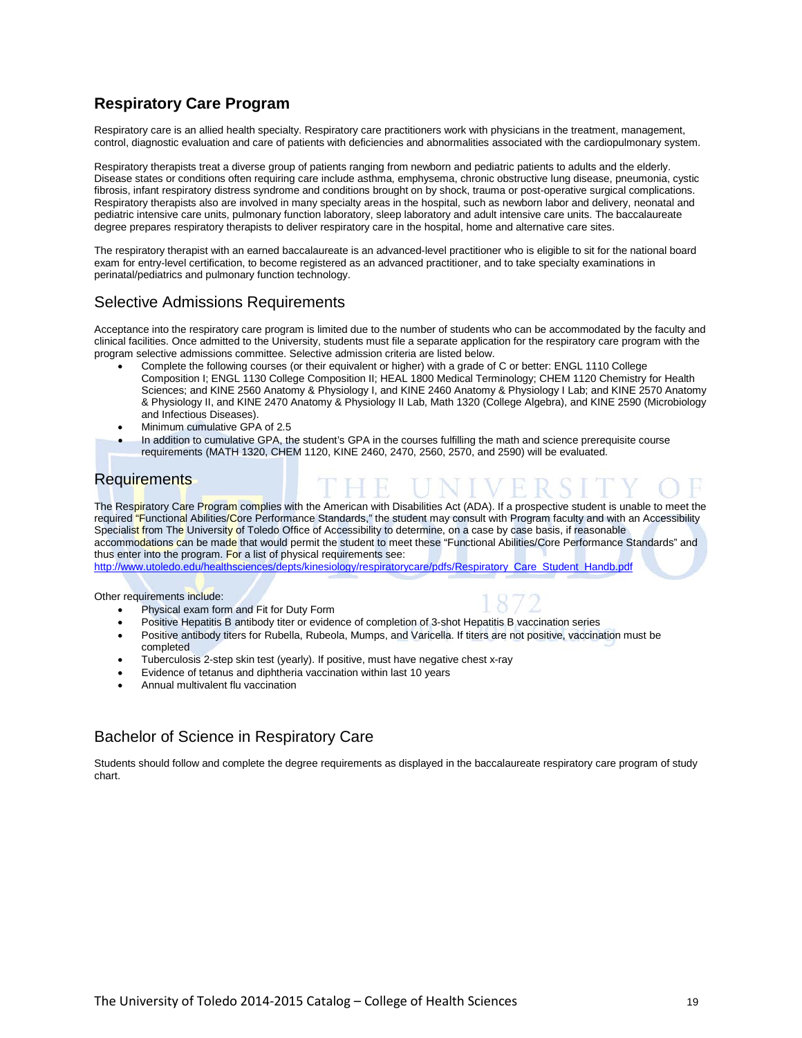## Respiratory Care Program

Respiratory care is an allied health specialty. Respiratory care practitioners work with physicians in the treatment, management, control, diagnostic evaluation and care of patients with deficiencies and abnormalities associated with the cardiopulmonary system.

Respiratory therapists treat a diverse group of patients ranging from newborn and pediatric patients to adults and the elderly. Disease states or conditions often requiring care include asthma, emphysema, chronic obstructive lung disease, pneumonia, cystic fibrosis, infant respiratory distress syndrome and conditions brought on by shock, trauma or post-operative surgical complications. Respiratory therapists also are involved in many specialty areas in the hospital, such as newborn labor and delivery, neonatal and pediatric intensive care units, pulmonary function laboratory, sleep laboratory and adult intensive care units. The baccalaureate degree prepares respiratory therapists to deliver respiratory care in the hospital, home and alternative care sites.

The respiratory therapist with an earned baccalaureate is an advanced-level practitioner who is eligible to sit for the national board exam for entry-level certification, to become registered as an advanced practitioner, and to take specialty examinations in perinatal/pediatrics and pulmonary function technology.

### Selective Admissions Requirements

Acceptance into the respiratory care program is limited due to the number of students who can be accommodated by the faculty and clinical facilities. Once admitted to the University, students must file a separate application for the respiratory care program with the program selective admissions committee. Selective admission criteria are listed below.

- Complete the following courses (or their equivalent or higher) with a grade of C or better: ENGL 1110 College Composition I; ENGL 1130 College Composition II; HEAL 1800 Medical Terminology; CHEM 1120 Chemistry for Health Sciences; and KINE 2560 Anatomy & Physiology I, and KINE 2460 Anatomy & Physiology I Lab; and KINE 2570 Anatomy & Physiology II, and KINE 2470 Anatomy & Physiology II Lab, Math 1320 (College Algebra), and KINE 2590 (Microbiology and Infectious Diseases).
- Minimum cumulative GPA of 2.5
- In addition to cumulative GPA, the student's GPA in the courses fulfilling the math and science prerequisite course requirements (MATH 1320, CHEM 1120, KINE 2460, 2470, 2560, 2570, and 2590) will be evaluated.

### Requirements

The Respiratory Care Program complies with the American with Disabilities Act (ADA). If a prospective student is unable to meet the required "Functional Abilities/Core Performance Standards," the student may consult with Program faculty and with an Accessibility Specialist from The University of Toledo Office of Accessibility to determine, on a case by case basis, if reasonable accommodations can be made that would permit the student to meet these "Functional Abilities/Core Performance Standards" and thus enter into the program. For a list of physical requirements see:
http://www.utoledo.edu/healthsciences/depts/kinesiology/respiratorycare/pdfs/Respiratory_Care_Student_Handb.pdf

Other requirements include:

- Physical exam form and Fit for Duty Form
- Positive Hepatitis B antibody titer or evidence of completion of 3-shot Hepatitis B vaccination series
- Positive antibody titers for Rubella, Rubeola, Mumps, and Varicella. If titers are not positive, vaccination must be completed
- Tuberculosis 2-step skin test (yearly). If positive, must have negative chest x-ray
- Evidence of tetanus and diphtheria vaccination within last 10 years
- Annual multivalent flu vaccination

### Bachelor of Science in Respiratory Care

Students should follow and complete the degree requirements as displayed in the baccalaureate respiratory care program of study chart.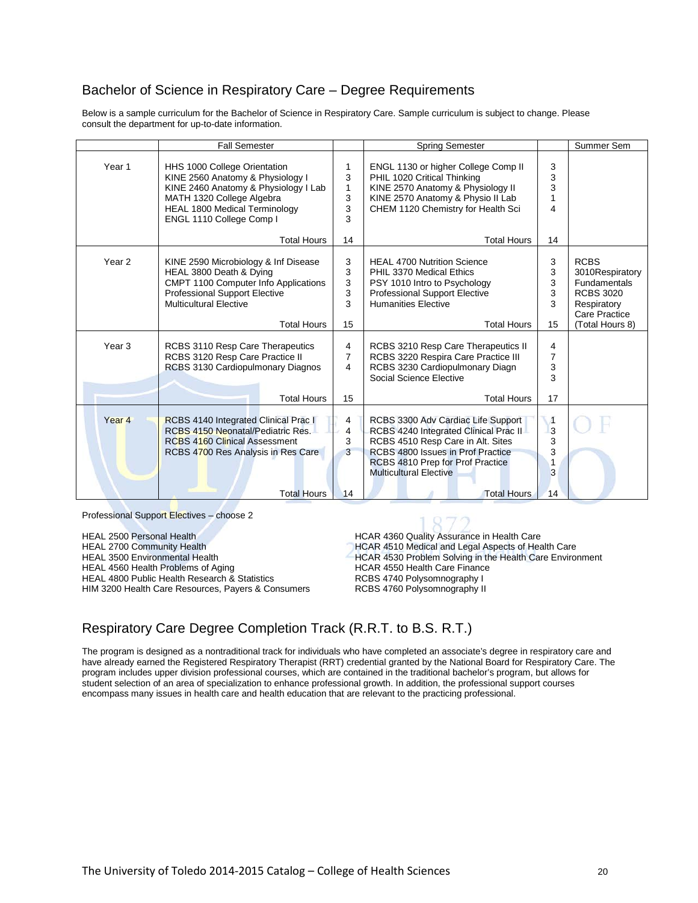## Bachelor of Science in Respiratory Care – Degree Requirements

Below is a sample curriculum for the Bachelor of Science in Respiratory Care. Sample curriculum is subject to change. Please consult the department for up-to-date information.

| | Fall Semester | | Spring Semester | | Summer Sem |
|---|---|---|---|---|---|
| Year 1 | HHS 1000 College Orientation<br>KINE 2560 Anatomy & Physiology I<br>KINE 2460 Anatomy & Physiology I Lab<br>MATH 1320 College Algebra<br>HEAL 1800 Medical Terminology<br>ENGL 1110 College Comp I | 1<br>3<br>1<br>3<br>3<br>3 | ENGL 1130 or higher College Comp II<br>PHIL 1020 Critical Thinking<br>KINE 2570 Anatomy & Physiology II<br>KINE 2570 Anatomy & Physio II Lab<br>CHEM 1120 Chemistry for Health Sci | 3<br>3<br>3<br>1<br>4 | |
| | Total Hours | 14 | Total Hours | 14 | |
| Year 2 | KINE 2590 Microbiology & Inf Disease<br>HEAL 3800 Death & Dying<br>CMPT 1100 Computer Info Applications<br>Professional Support Elective<br>Multicultural Elective | 3<br>3<br>3<br>3<br>3 | HEAL 4700 Nutrition Science<br>PHIL 3370 Medical Ethics<br>PSY 1010 Intro to Psychology<br>Professional Support Elective<br>Humanities Elective | 3<br>3<br>3<br>3<br>3 | RCBS 3010Respiratory Fundamentals<br>RCBS 3020 Respiratory Care Practice |
| | Total Hours | 15 | Total Hours | 15 | (Total Hours 8) |
| Year 3 | RCBS 3110 Resp Care Therapeutics<br>RCBS 3120 Resp Care Practice II<br>RCBS 3130 Cardiopulmonary Diagnos | 4<br>7<br>4 | RCBS 3210 Resp Care Therapeutics II<br>RCBS 3220 Respira Care Practice III<br>RCBS 3230 Cardiopulmonary Diagn<br>Social Science Elective | 4<br>7<br>3<br>3 | |
| | Total Hours | 15 | Total Hours | 17 | |
| Year 4 | RCBS 4140 Integrated Clinical Prac I<br>RCBS 4150 Neonatal/Pediatric Res.<br>RCBS 4160 Clinical Assessment<br>RCBS 4700 Res Analysis in Res Care | 4<br>4<br>3<br>3 | RCBS 3300 Adv Cardiac Life Support<br>RCBS 4240 Integrated Clinical Prac II<br>RCBS 4510 Resp Care in Alt. Sites<br>RCBS 4800 Issues in Prof Practice<br>RCBS 4810 Prep for Prof Practice<br>Multicultural Elective | 1<br>3<br>3<br>3<br>1<br>3 | |
| | Total Hours | 14 | Total Hours | 14 | |

Professional Support Electives – choose 2

HEAL 2500 Personal Health
HEAL 2700 Community Health
HEAL 3500 Environmental Health
HEAL 4560 Health Problems of Aging
HEAL 4800 Public Health Research & Statistics
HIM 3200 Health Care Resources, Payers & Consumers
HCAR 4360 Quality Assurance in Health Care
HCAR 4510 Medical and Legal Aspects of Health Care
HCAR 4530 Problem Solving in the Health Care Environment
HCAR 4550 Health Care Finance
RCBS 4740 Polysomnography I
RCBS 4760 Polysomnography II

## Respiratory Care Degree Completion Track (R.R.T. to B.S. R.T.)

The program is designed as a nontraditional track for individuals who have completed an associate's degree in respiratory care and have already earned the Registered Respiratory Therapist (RRT) credential granted by the National Board for Respiratory Care. The program includes upper division professional courses, which are contained in the traditional bachelor's program, but allows for student selection of an area of specialization to enhance professional growth. In addition, the professional support courses encompass many issues in health care and health education that are relevant to the practicing professional.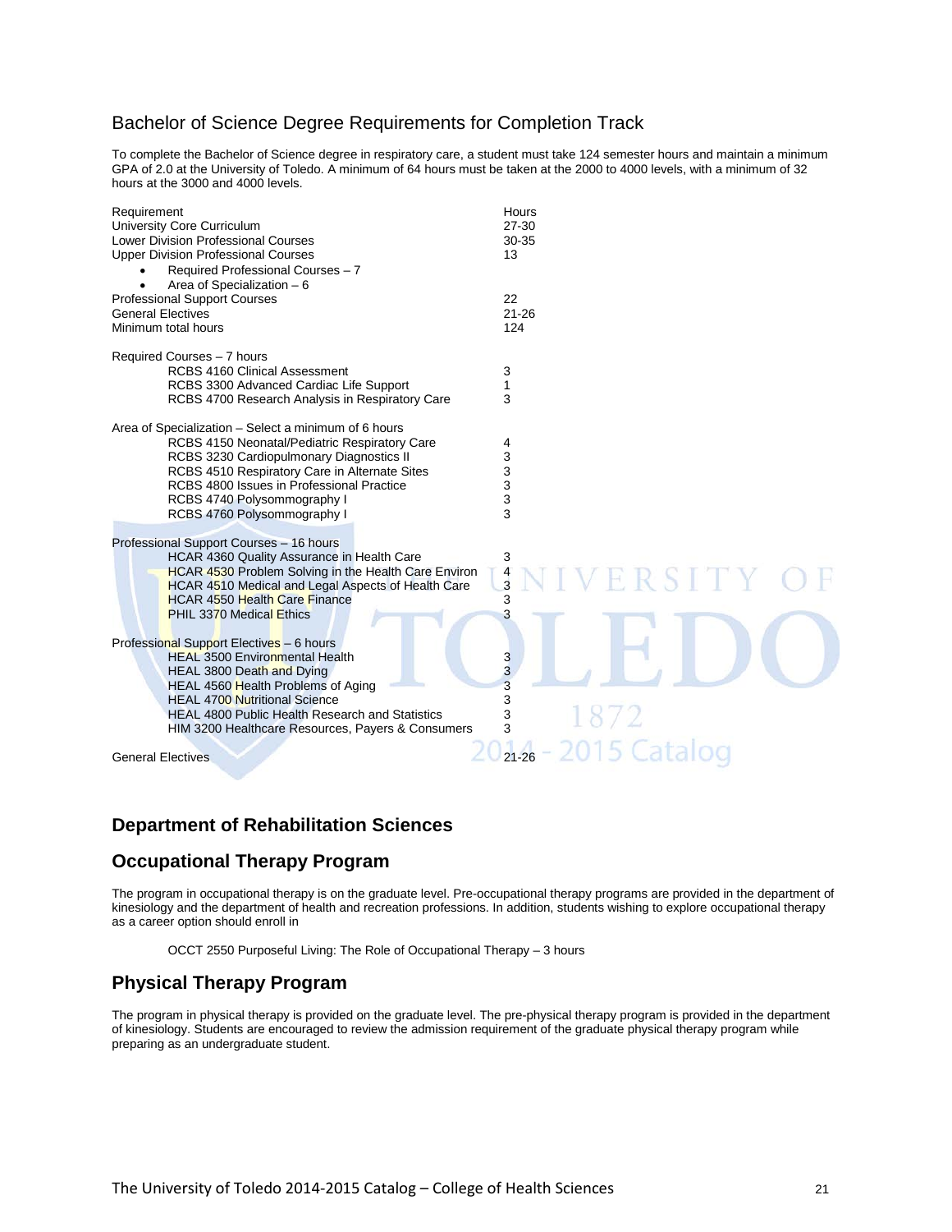## Bachelor of Science Degree Requirements for Completion Track

To complete the Bachelor of Science degree in respiratory care, a student must take 124 semester hours and maintain a minimum GPA of 2.0 at the University of Toledo. A minimum of 64 hours must be taken at the 2000 to 4000 levels, with a minimum of 32 hours at the 3000 and 4000 levels.

| Requirement | Hours |
|---|---|
| University Core Curriculum | 27-30 |
| Lower Division Professional Courses | 30-35 |
| Upper Division Professional Courses | 13 |
| • Required Professional Courses – 7 | |
| • Area of Specialization – 6 | |
| Professional Support Courses | 22 |
| General Electives | 21-26 |
| Minimum total hours | 124 |

| Required Courses – 7 hours | |
|---|---|
| RCBS 4160 Clinical Assessment | 3 |
| RCBS 3300 Advanced Cardiac Life Support | 1 |
| RCBS 4700 Research Analysis in Respiratory Care | 3 |

| Area of Specialization – Select a minimum of 6 hours | |
|---|---|
| RCBS 4150 Neonatal/Pediatric Respiratory Care | 4 |
| RCBS 3230 Cardiopulmonary Diagnostics II | 3 |
| RCBS 4510 Respiratory Care in Alternate Sites | 3 |
| RCBS 4800 Issues in Professional Practice | 3 |
| RCBS 4740 Polysommography I | 3 |
| RCBS 4760 Polysommography I | 3 |

| Professional Support Courses – 16 hours | |
|---|---|
| HCAR 4360 Quality Assurance in Health Care | 3 |
| HCAR 4530 Problem Solving in the Health Care Environ | 4 |
| HCAR 4510 Medical and Legal Aspects of Health Care | 3 |
| HCAR 4550 Health Care Finance | 3 |
| PHIL 3370 Medical Ethics | 3 |

| Professional Support Electives – 6 hours | |
|---|---|
| HEAL 3500 Environmental Health | 3 |
| HEAL 3800 Death and Dying | 3 |
| HEAL 4560 Health Problems of Aging | 3 |
| HEAL 4700 Nutritional Science | 3 |
| HEAL 4800 Public Health Research and Statistics | 3 |
| HIM 3200 Healthcare Resources, Payers & Consumers | 3 |

| General Electives | 21-26 |
|---|---|

## Department of Rehabilitation Sciences

## Occupational Therapy Program

The program in occupational therapy is on the graduate level. Pre-occupational therapy programs are provided in the department of kinesiology and the department of health and recreation professions. In addition, students wishing to explore occupational therapy as a career option should enroll in

OCCT 2550 Purposeful Living: The Role of Occupational Therapy – 3 hours

## Physical Therapy Program

The program in physical therapy is provided on the graduate level. The pre-physical therapy program is provided in the department of kinesiology. Students are encouraged to review the admission requirement of the graduate physical therapy program while preparing as an undergraduate student.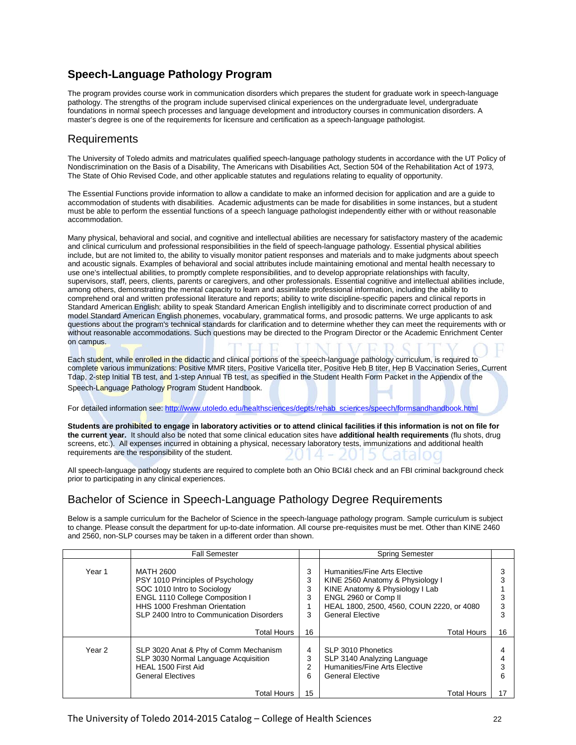## Speech-Language Pathology Program

The program provides course work in communication disorders which prepares the student for graduate work in speech-language pathology. The strengths of the program include supervised clinical experiences on the undergraduate level, undergraduate foundations in normal speech processes and language development and introductory courses in communication disorders. A master's degree is one of the requirements for licensure and certification as a speech-language pathologist.

### Requirements

The University of Toledo admits and matriculates qualified speech-language pathology students in accordance with the UT Policy of Nondiscrimination on the Basis of a Disability, The Americans with Disabilities Act, Section 504 of the Rehabilitation Act of 1973, The State of Ohio Revised Code, and other applicable statutes and regulations relating to equality of opportunity.

The Essential Functions provide information to allow a candidate to make an informed decision for application and are a guide to accommodation of students with disabilities. Academic adjustments can be made for disabilities in some instances, but a student must be able to perform the essential functions of a speech language pathologist independently either with or without reasonable accommodation.

Many physical, behavioral and social, and cognitive and intellectual abilities are necessary for satisfactory mastery of the academic and clinical curriculum and professional responsibilities in the field of speech-language pathology. Essential physical abilities include, but are not limited to, the ability to visually monitor patient responses and materials and to make judgments about speech and acoustic signals. Examples of behavioral and social attributes include maintaining emotional and mental health necessary to use one's intellectual abilities, to promptly complete responsibilities, and to develop appropriate relationships with faculty, supervisors, staff, peers, clients, parents or caregivers, and other professionals. Essential cognitive and intellectual abilities include, among others, demonstrating the mental capacity to learn and assimilate professional information, including the ability to comprehend oral and written professional literature and reports; ability to write discipline-specific papers and clinical reports in Standard American English; ability to speak Standard American English intelligibly and to discriminate correct production of and model Standard American English phonemes, vocabulary, grammatical forms, and prosodic patterns. We urge applicants to ask questions about the program's technical standards for clarification and to determine whether they can meet the requirements with or without reasonable accommodations. Such questions may be directed to the Program Director or the Academic Enrichment Center on campus.

Each student, while enrolled in the didactic and clinical portions of the speech-language pathology curriculum, is required to complete various immunizations: Positive MMR titers, Positive Varicella titer, Positive Heb B titer, Hep B Vaccination Series, Current Tdap, 2-step Initial TB test, and 1-step Annual TB test, as specified in the Student Health Form Packet in the Appendix of the Speech-Language Pathology Program Student Handbook.

For detailed information see: http://www.utoledo.edu/healthsciences/depts/rehab_sciences/speech/formsandhandbook.html

**Students are prohibited to engage in laboratory activities or to attend clinical facilities if this information is not on file for the current year.** It should also be noted that some clinical education sites have **additional health requirements** (flu shots, drug screens, etc.). All expenses incurred in obtaining a physical, necessary laboratory tests, immunizations and additional health requirements are the responsibility of the student.

All speech-language pathology students are required to complete both an Ohio BCI&I check and an FBI criminal background check prior to participating in any clinical experiences.

### Bachelor of Science in Speech-Language Pathology Degree Requirements

Below is a sample curriculum for the Bachelor of Science in the speech-language pathology program. Sample curriculum is subject to change. Please consult the department for up-to-date information. All course pre-requisites must be met. Other than KINE 2460 and 2560, non-SLP courses may be taken in a different order than shown.

| | Fall Semester | | Spring Semester | |
|---|---|---|---|---|
| Year 1 | MATH 2600 | 3 | Humanities/Fine Arts Elective | 3 |
| | PSY 1010 Principles of Psychology | 3 | KINE 2560 Anatomy & Physiology I | 3 |
| | SOC 1010 Intro to Sociology | 3 | KINE Anatomy & Physiology I Lab | 1 |
| | ENGL 1110 College Composition I | 3 | ENGL 2960 or Comp II | 3 |
| | HHS 1000 Freshman Orientation | 1 | HEAL 1800, 2500, 4560, COUN 2220, or 4080 | 3 |
| | SLP 2400 Intro to Communication Disorders | 3 | General Elective | 3 |
| | Total Hours | 16 | Total Hours | 16 |
| Year 2 | SLP 3020 Anat & Phy of Comm Mechanism | 4 | SLP 3010 Phonetics | 4 |
| | SLP 3030 Normal Language Acquisition | 3 | SLP 3140 Analyzing Language | 4 |
| | HEAL 1500 First Aid | 2 | Humanities/Fine Arts Elective | 3 |
| | General Electives | 6 | General Elective | 6 |
| | Total Hours | 15 | Total Hours | 17 |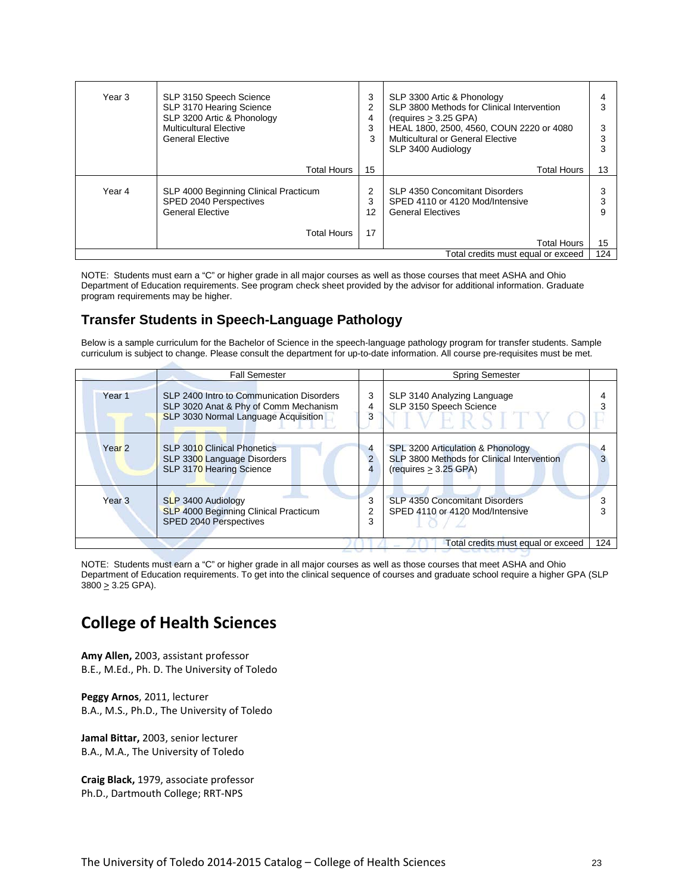| | | | | |
|---|---|---|---|---|
| Year 3 | SLP 3150 Speech Science<br>SLP 3170 Hearing Science<br>SLP 3200 Artic & Phonology<br>Multicultural Elective<br>General Elective | 3<br>2<br>4<br>3<br>3 | SLP 3300 Artic & Phonology<br>SLP 3800 Methods for Clinical Intervention (requires > 3.25 GPA)<br>HEAL 1800, 2500, 4560, COUN 2220 or 4080<br>Multicultural or General Elective<br>SLP 3400 Audiology | 4<br>3<br><br>3<br>3<br>3 |
| | Total Hours | 15 | Total Hours | 13 |
| Year 4 | SLP 4000 Beginning Clinical Practicum<br>SPED 2040 Perspectives<br>General Elective | 2<br>3<br>12 | SLP 4350 Concomitant Disorders<br>SPED 4110 or 4120 Mod/Intensive<br>General Electives | 3<br>3<br>9 |
| | Total Hours | 17 | Total Hours | 15 |
| | | | Total credits must equal or exceed | 124 |

NOTE: Students must earn a "C" or higher grade in all major courses as well as those courses that meet ASHA and Ohio Department of Education requirements. See program check sheet provided by the advisor for additional information. Graduate program requirements may be higher.

## Transfer Students in Speech-Language Pathology

Below is a sample curriculum for the Bachelor of Science in the speech-language pathology program for transfer students. Sample curriculum is subject to change. Please consult the department for up-to-date information. All course pre-requisites must be met.

| | Fall Semester | | Spring Semester | |
|---|---|---|---|---|
| Year 1 | SLP 2400 Intro to Communication Disorders<br>SLP 3020 Anat & Phy of Comm Mechanism<br>SLP 3030 Normal Language Acquisition | 3<br>4<br>3 | SLP 3140 Analyzing Language<br>SLP 3150 Speech Science | 4<br>3 |
| Year 2 | SLP 3010 Clinical Phonetics<br>SLP 3300 Language Disorders<br>SLP 3170 Hearing Science | 4<br>2<br>4 | SPL 3200 Articulation & Phonology<br>SLP 3800 Methods for Clinical Intervention (requires > 3.25 GPA) | 4<br>3 |
| Year 3 | SLP 3400 Audiology<br>SLP 4000 Beginning Clinical Practicum<br>SPED 2040 Perspectives | 3<br>2<br>3 | SLP 4350 Concomitant Disorders<br>SPED 4110 or 4120 Mod/Intensive | 3<br>3 |
| | | | Total credits must equal or exceed | 124 |

NOTE: Students must earn a "C" or higher grade in all major courses as well as those courses that meet ASHA and Ohio Department of Education requirements. To get into the clinical sequence of courses and graduate school require a higher GPA (SLP 3800 > 3.25 GPA).

# College of Health Sciences

**Amy Allen,** 2003, assistant professor
B.E., M.Ed., Ph. D. The University of Toledo

**Peggy Arnos**, 2011, lecturer
B.A., M.S., Ph.D., The University of Toledo

**Jamal Bittar,** 2003, senior lecturer
B.A., M.A., The University of Toledo

**Craig Black,** 1979, associate professor
Ph.D., Dartmouth College; RRT-NPS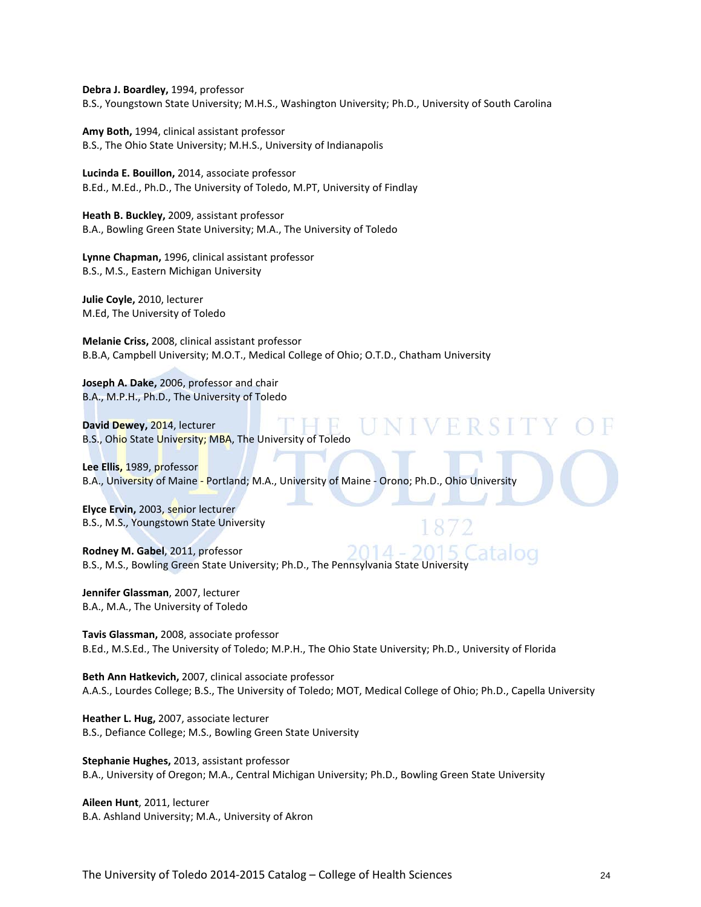**Debra J. Boardley,** 1994, professor
B.S., Youngstown State University; M.H.S., Washington University; Ph.D., University of South Carolina

**Amy Both,** 1994, clinical assistant professor
B.S., The Ohio State University; M.H.S., University of Indianapolis

**Lucinda E. Bouillon,** 2014, associate professor
B.Ed., M.Ed., Ph.D., The University of Toledo, M.PT, University of Findlay

**Heath B. Buckley,** 2009, assistant professor
B.A., Bowling Green State University; M.A., The University of Toledo

**Lynne Chapman,** 1996, clinical assistant professor
B.S., M.S., Eastern Michigan University

**Julie Coyle,** 2010, lecturer
M.Ed, The University of Toledo

**Melanie Criss,** 2008, clinical assistant professor
B.B.A, Campbell University; M.O.T., Medical College of Ohio; O.T.D., Chatham University

**Joseph A. Dake,** 2006, professor and chair
B.A., M.P.H., Ph.D., The University of Toledo

**David Dewey,** 2014, lecturer
B.S., Ohio State University; MBA, The University of Toledo

**Lee Ellis,** 1989, professor
B.A., University of Maine - Portland; M.A., University of Maine - Orono; Ph.D., Ohio University

**Elyce Ervin,** 2003, senior lecturer
B.S., M.S., Youngstown State University

**Rodney M. Gabel**, 2011, professor
B.S., M.S., Bowling Green State University; Ph.D., The Pennsylvania State University

**Jennifer Glassman**, 2007, lecturer
B.A., M.A., The University of Toledo

**Tavis Glassman,** 2008, associate professor
B.Ed., M.S.Ed., The University of Toledo; M.P.H., The Ohio State University; Ph.D., University of Florida

**Beth Ann Hatkevich,** 2007, clinical associate professor
A.A.S., Lourdes College; B.S., The University of Toledo; MOT, Medical College of Ohio; Ph.D., Capella University

**Heather L. Hug,** 2007, associate lecturer
B.S., Defiance College; M.S., Bowling Green State University

**Stephanie Hughes,** 2013, assistant professor
B.A., University of Oregon; M.A., Central Michigan University; Ph.D., Bowling Green State University

**Aileen Hunt**, 2011, lecturer
B.A. Ashland University; M.A., University of Akron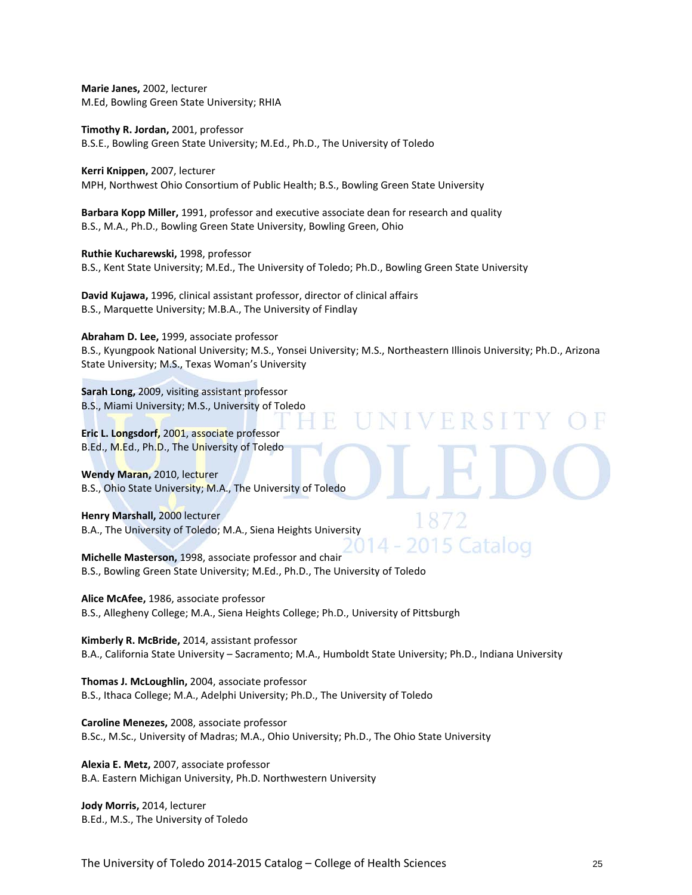**Marie Janes,** 2002, lecturer
M.Ed, Bowling Green State University; RHIA

**Timothy R. Jordan,** 2001, professor
B.S.E., Bowling Green State University; M.Ed., Ph.D., The University of Toledo

**Kerri Knippen,** 2007, lecturer
MPH, Northwest Ohio Consortium of Public Health; B.S., Bowling Green State University

**Barbara Kopp Miller,** 1991, professor and executive associate dean for research and quality
B.S., M.A., Ph.D., Bowling Green State University, Bowling Green, Ohio

**Ruthie Kucharewski,** 1998, professor
B.S., Kent State University; M.Ed., The University of Toledo; Ph.D., Bowling Green State University

**David Kujawa,** 1996, clinical assistant professor, director of clinical affairs
B.S., Marquette University; M.B.A., The University of Findlay

**Abraham D. Lee,** 1999, associate professor
B.S., Kyungpook National University; M.S., Yonsei University; M.S., Northeastern Illinois University; Ph.D., Arizona State University; M.S., Texas Woman's University

**Sarah Long,** 2009, visiting assistant professor
B.S., Miami University; M.S., University of Toledo

**Eric L. Longsdorf,** 2001, associate professor
B.Ed., M.Ed., Ph.D., The University of Toledo

**Wendy Maran,** 2010, lecturer
B.S., Ohio State University; M.A., The University of Toledo

**Henry Marshall,** 2000 lecturer
B.A., The University of Toledo; M.A., Siena Heights University

**Michelle Masterson,** 1998, associate professor and chair
B.S., Bowling Green State University; M.Ed., Ph.D., The University of Toledo

**Alice McAfee,** 1986, associate professor
B.S., Allegheny College; M.A., Siena Heights College; Ph.D., University of Pittsburgh

**Kimberly R. McBride,** 2014, assistant professor
B.A., California State University – Sacramento; M.A., Humboldt State University; Ph.D., Indiana University

**Thomas J. McLoughlin,** 2004, associate professor
B.S., Ithaca College; M.A., Adelphi University; Ph.D., The University of Toledo

**Caroline Menezes,** 2008, associate professor
B.Sc., M.Sc., University of Madras; M.A., Ohio University; Ph.D., The Ohio State University

**Alexia E. Metz,** 2007, associate professor
B.A. Eastern Michigan University, Ph.D. Northwestern University

**Jody Morris,** 2014, lecturer
B.Ed., M.S., The University of Toledo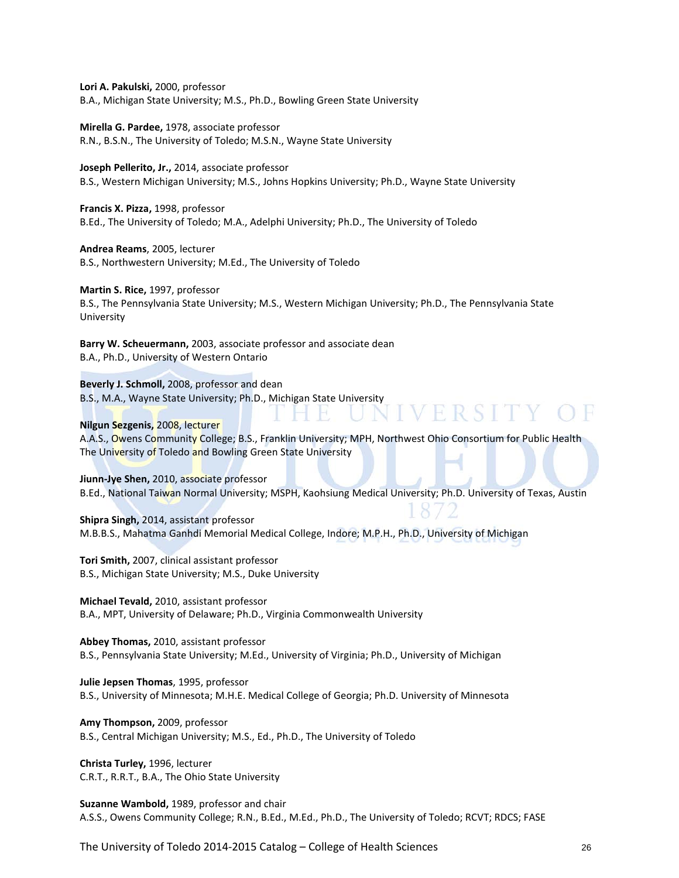**Lori A. Pakulski,** 2000, professor
B.A., Michigan State University; M.S., Ph.D., Bowling Green State University

**Mirella G. Pardee,** 1978, associate professor
R.N., B.S.N., The University of Toledo; M.S.N., Wayne State University

**Joseph Pellerito, Jr.,** 2014, associate professor
B.S., Western Michigan University; M.S., Johns Hopkins University; Ph.D., Wayne State University

**Francis X. Pizza,** 1998, professor
B.Ed., The University of Toledo; M.A., Adelphi University; Ph.D., The University of Toledo

**Andrea Reams**, 2005, lecturer
B.S., Northwestern University; M.Ed., The University of Toledo

**Martin S. Rice,** 1997, professor
B.S., The Pennsylvania State University; M.S., Western Michigan University; Ph.D., The Pennsylvania State University

**Barry W. Scheuermann,** 2003, associate professor and associate dean
B.A., Ph.D., University of Western Ontario

**Beverly J. Schmoll,** 2008, professor and dean
B.S., M.A., Wayne State University; Ph.D., Michigan State University

**Nilgun Sezgenis,** 2008, lecturer
A.A.S., Owens Community College; B.S., Franklin University; MPH, Northwest Ohio Consortium for Public Health The University of Toledo and Bowling Green State University

**Jiunn-Jye Shen,** 2010, associate professor
B.Ed., National Taiwan Normal University; MSPH, Kaohsiung Medical University; Ph.D. University of Texas, Austin

**Shipra Singh,** 2014, assistant professor
M.B.B.S., Mahatma Ganhdi Memorial Medical College, Indore; M.P.H., Ph.D., University of Michigan

**Tori Smith,** 2007, clinical assistant professor
B.S., Michigan State University; M.S., Duke University

**Michael Tevald,** 2010, assistant professor
B.A., MPT, University of Delaware; Ph.D., Virginia Commonwealth University

**Abbey Thomas,** 2010, assistant professor
B.S., Pennsylvania State University; M.Ed., University of Virginia; Ph.D., University of Michigan

**Julie Jepsen Thomas**, 1995, professor
B.S., University of Minnesota; M.H.E. Medical College of Georgia; Ph.D. University of Minnesota

**Amy Thompson,** 2009, professor
B.S., Central Michigan University; M.S., Ed., Ph.D., The University of Toledo

**Christa Turley,** 1996, lecturer
C.R.T., R.R.T., B.A., The Ohio State University

**Suzanne Wambold,** 1989, professor and chair
A.S.S., Owens Community College; R.N., B.Ed., M.Ed., Ph.D., The University of Toledo; RCVT; RDCS; FASE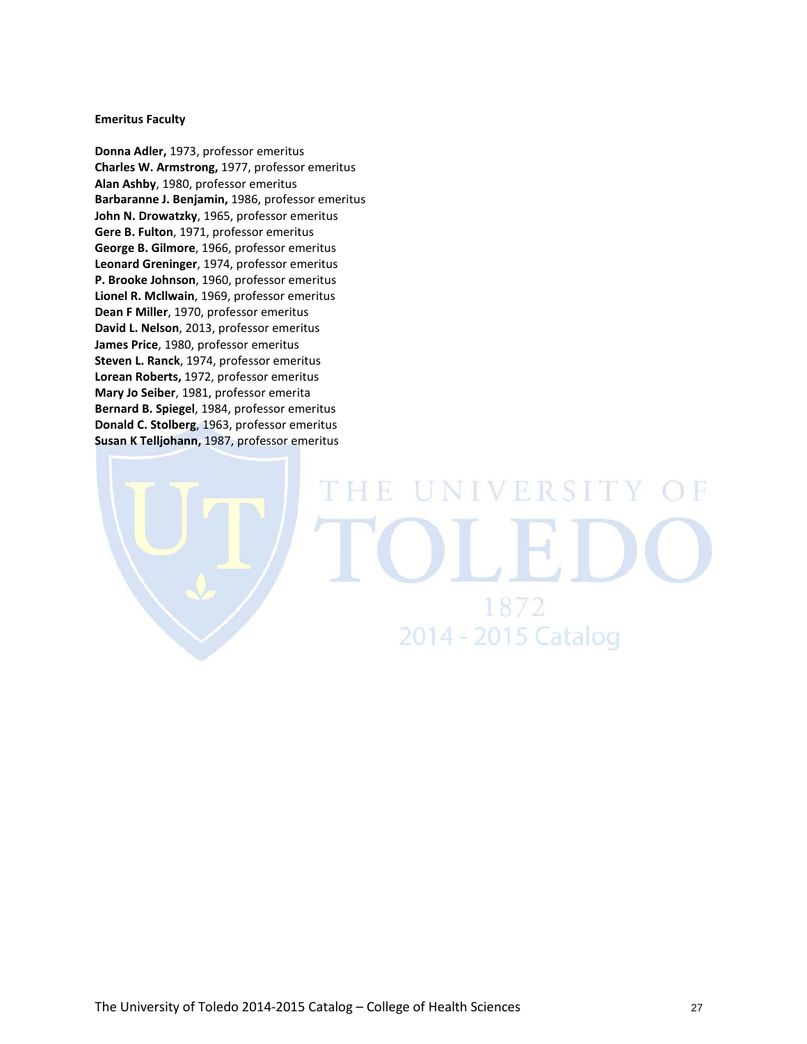**Emeritus Faculty**

**Donna Adler,** 1973, professor emeritus
**Charles W. Armstrong,** 1977, professor emeritus
**Alan Ashby**, 1980, professor emeritus
**Barbaranne J. Benjamin,** 1986, professor emeritus
**John N. Drowatzky**, 1965, professor emeritus
**Gere B. Fulton**, 1971, professor emeritus
**George B. Gilmore**, 1966, professor emeritus
**Leonard Greninger**, 1974, professor emeritus
**P. Brooke Johnson**, 1960, professor emeritus
**Lionel R. McIlwain**, 1969, professor emeritus
**Dean F Miller**, 1970, professor emeritus
**David L. Nelson**, 2013, professor emeritus
**James Price**, 1980, professor emeritus
**Steven L. Ranck**, 1974, professor emeritus
**Lorean Roberts,** 1972, professor emeritus
**Mary Jo Seiber**, 1981, professor emerita
**Bernard B. Spiegel**, 1984, professor emeritus
**Donald C. Stolberg**, 1963, professor emeritus
**Susan K Telljohann,** 1987, professor emeritus